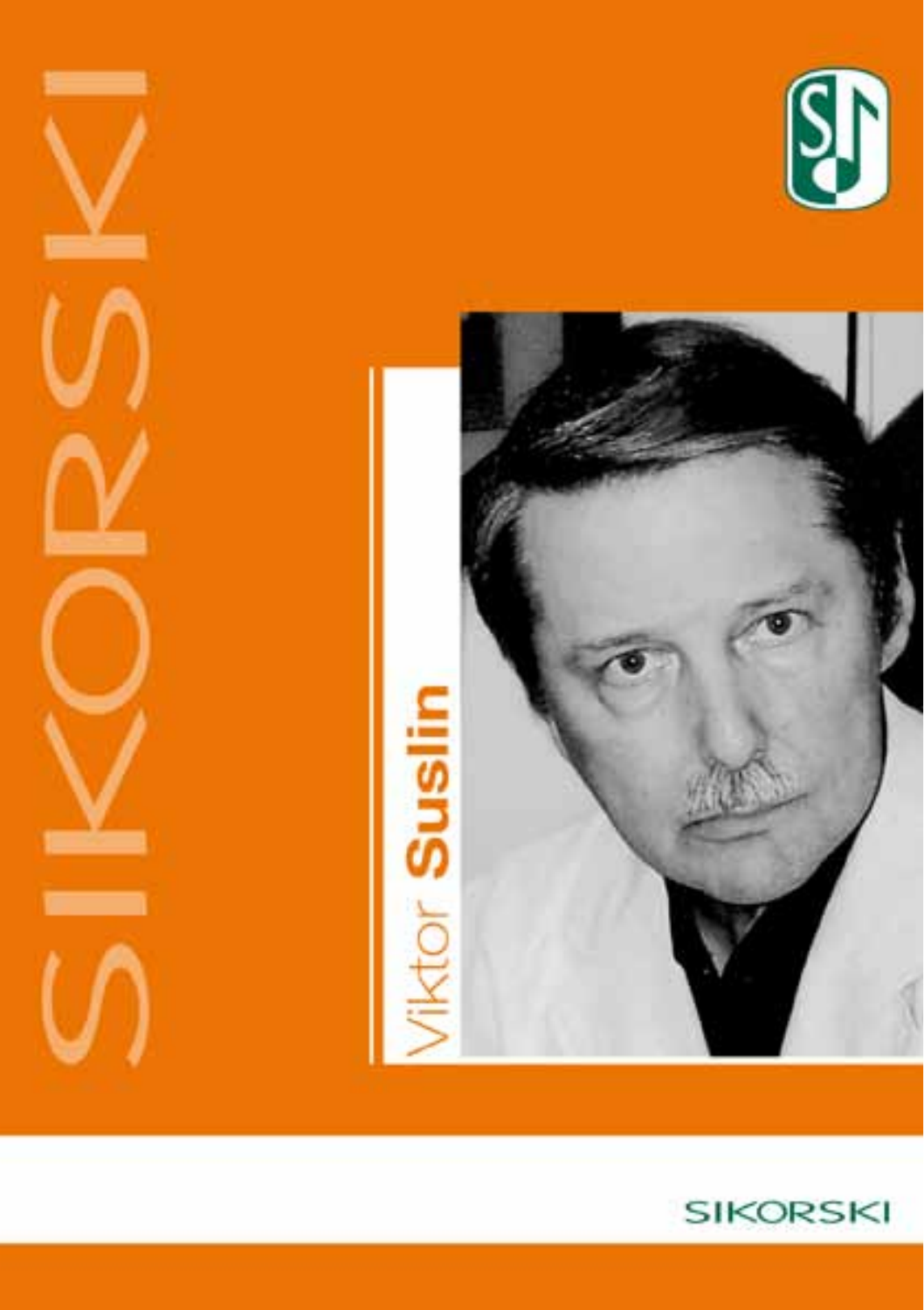# SIKORSKI

## Viktor Suslin

SIKORSKI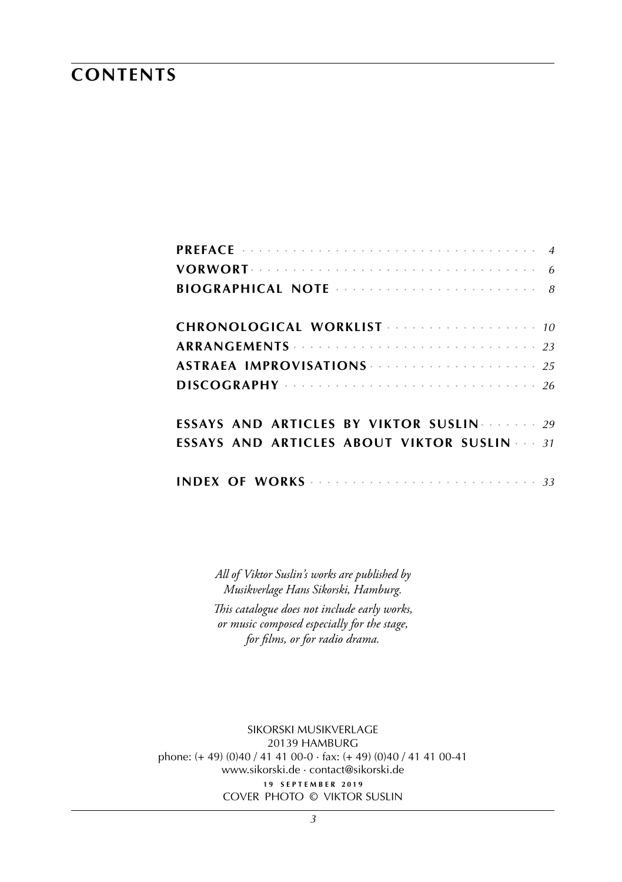# CONTENTS

| | |
|---|---|
| **PREFACE** | *4* |
| **VORWORT** | *6* |
| **BIOGRAPHICAL NOTE** | *8* |
| **CHRONOLOGICAL WORKLIST** | *10* |
| **ARRANGEMENTS** | *23* |
| **ASTRAEA IMPROVISATIONS** | *25* |
| **DISCOGRAPHY** | *26* |
| **ESSAYS AND ARTICLES BY VIKTOR SUSLIN** | *29* |
| **ESSAYS AND ARTICLES ABOUT VIKTOR SUSLIN** | *31* |
| **INDEX OF WORKS** | *33* |

*All of Viktor Suslin's works are published by Musikverlage Hans Sikorski, Hamburg.*

*This catalogue does not include early works, or music composed especially for the stage, for films, or for radio drama.*

SIKORSKI MUSIKVERLAGE
20139 HAMBURG
phone: (+ 49) (0)40 / 41 41 00-0 · fax: (+ 49) (0)40 / 41 41 00-41
www.sikorski.de · contact@sikorski.de
**19 SEPTEMBER 2019**
COVER PHOTO © VIKTOR SUSLIN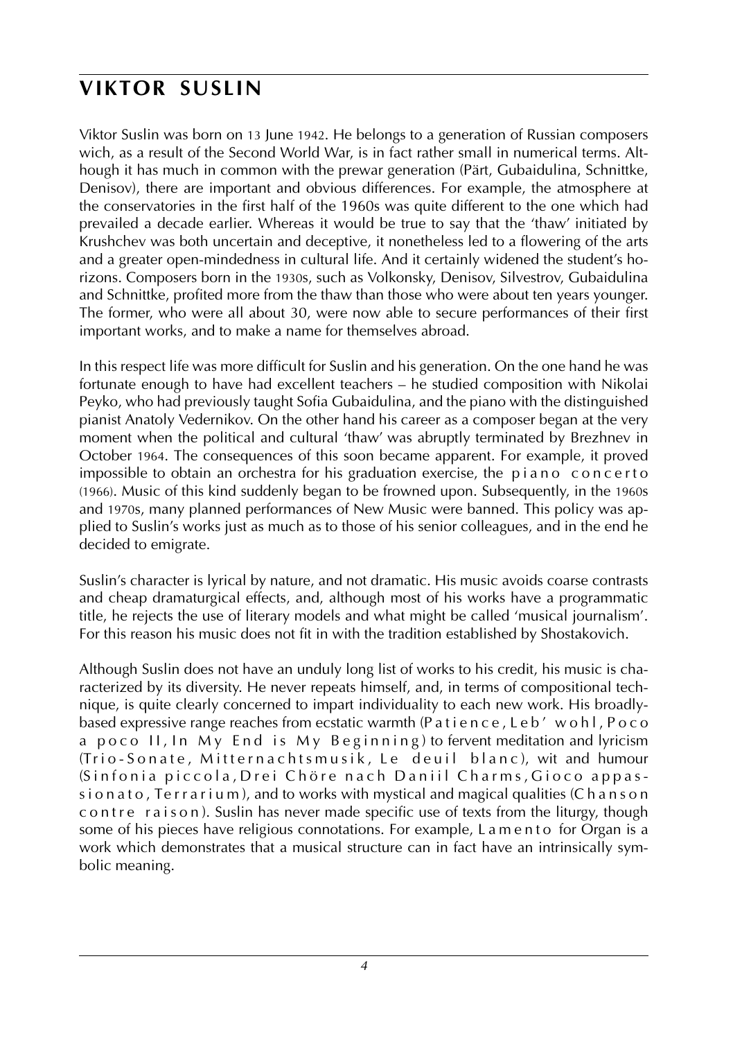# VIKTOR SUSLIN

Viktor Suslin was born on 13 June 1942. He belongs to a generation of Russian composers wich, as a result of the Second World War, is in fact rather small in numerical terms. Although it has much in common with the prewar generation (Pärt, Gubaidulina, Schnittke, Denisov), there are important and obvious differences. For example, the atmosphere at the conservatories in the first half of the 1960s was quite different to the one which had prevailed a decade earlier. Whereas it would be true to say that the 'thaw' initiated by Krushchev was both uncertain and deceptive, it nonetheless led to a flowering of the arts and a greater open-mindedness in cultural life. And it certainly widened the student's horizons. Composers born in the 1930s, such as Volkonsky, Denisov, Silvestrov, Gubaidulina and Schnittke, profited more from the thaw than those who were about ten years younger. The former, who were all about 30, were now able to secure performances of their first important works, and to make a name for themselves abroad.

In this respect life was more difficult for Suslin and his generation. On the one hand he was fortunate enough to have had excellent teachers – he studied composition with Nikolai Peyko, who had previously taught Sofia Gubaidulina, and the piano with the distinguished pianist Anatoly Vedernikov. On the other hand his career as a composer began at the very moment when the political and cultural 'thaw' was abruptly terminated by Brezhnev in October 1964. The consequences of this soon became apparent. For example, it proved impossible to obtain an orchestra for his graduation exercise, the piano concerto (1966). Music of this kind suddenly began to be frowned upon. Subsequently, in the 1960s and 1970s, many planned performances of New Music were banned. This policy was applied to Suslin's works just as much as to those of his senior colleagues, and in the end he decided to emigrate.

Suslin's character is lyrical by nature, and not dramatic. His music avoids coarse contrasts and cheap dramaturgical effects, and, although most of his works have a programmatic title, he rejects the use of literary models and what might be called 'musical journalism'. For this reason his music does not fit in with the tradition established by Shostakovich.

Although Suslin does not have an unduly long list of works to his credit, his music is characterized by its diversity. He never repeats himself, and, in terms of compositional technique, is quite clearly concerned to impart individuality to each new work. His broadly-based expressive range reaches from ecstatic warmth (Patience, Leb' wohl, Poco a poco II, In My End is My Beginning) to fervent meditation and lyricism (Trio-Sonate, Mitternachtsmusik, Le deuil blanc), wit and humour (Sinfonia piccola, Drei Chöre nach Daniil Charms, Gioco appassionato, Terrarium), and to works with mystical and magical qualities (Chanson contre raison). Suslin has never made specific use of texts from the liturgy, though some of his pieces have religious connotations. For example, Lamento for Organ is a work which demonstrates that a musical structure can in fact have an intrinsically symbolic meaning.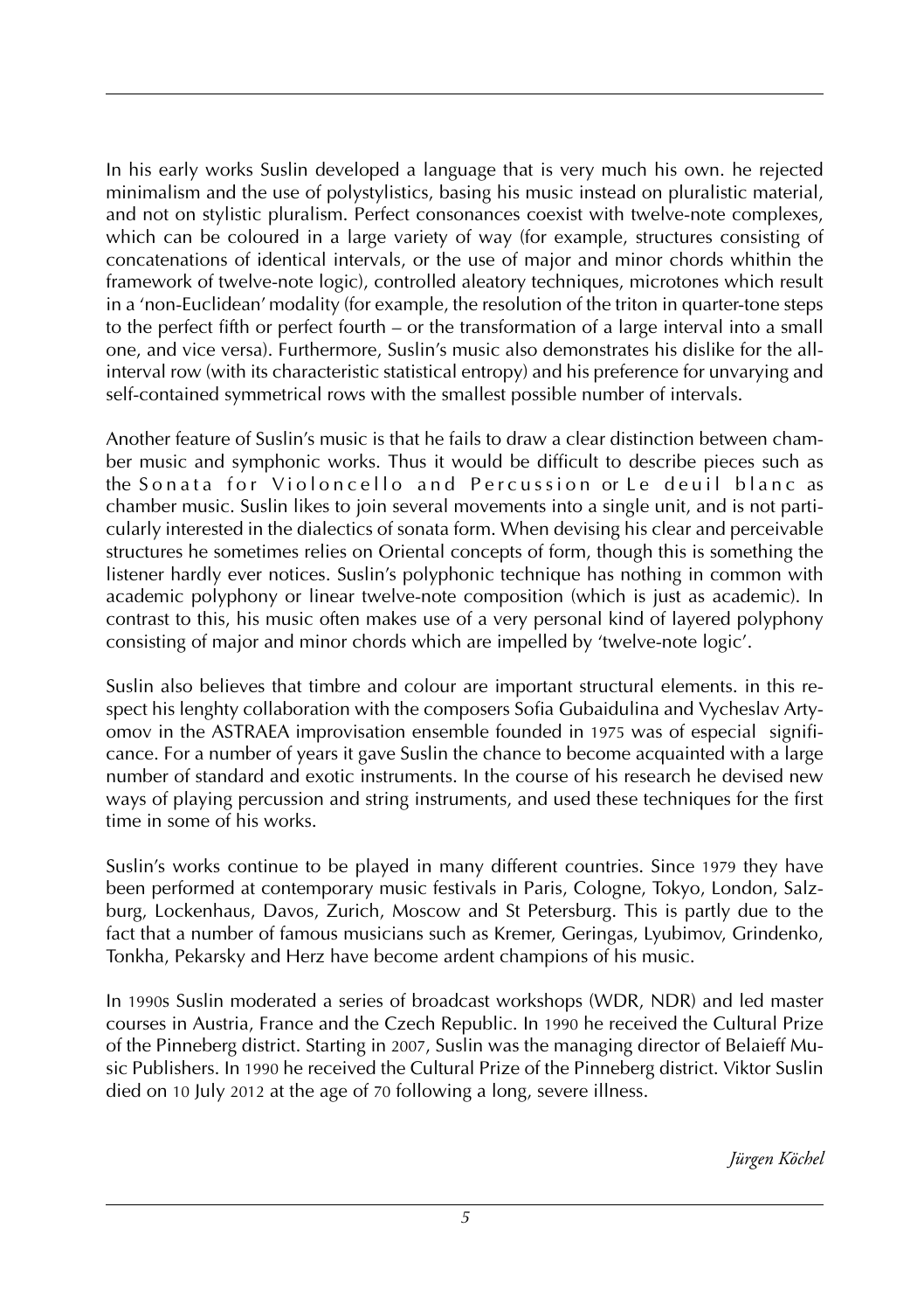In his early works Suslin developed a language that is very much his own. he rejected minimalism and the use of polystylistics, basing his music instead on pluralistic material, and not on stylistic pluralism. Perfect consonances coexist with twelve-note complexes, which can be coloured in a large variety of way (for example, structures consisting of concatenations of identical intervals, or the use of major and minor chords whithin the framework of twelve-note logic), controlled aleatory techniques, microtones which result in a 'non-Euclidean' modality (for example, the resolution of the triton in quarter-tone steps to the perfect fifth or perfect fourth – or the transformation of a large interval into a small one, and vice versa). Furthermore, Suslin's music also demonstrates his dislike for the all-interval row (with its characteristic statistical entropy) and his preference for unvarying and self-contained symmetrical rows with the smallest possible number of intervals.

Another feature of Suslin's music is that he fails to draw a clear distinction between chamber music and symphonic works. Thus it would be difficult to describe pieces such as the Sonata for Violoncello and Percussion or Le deuil blanc as chamber music. Suslin likes to join several movements into a single unit, and is not particularly interested in the dialectics of sonata form. When devising his clear and perceivable structures he sometimes relies on Oriental concepts of form, though this is something the listener hardly ever notices. Suslin's polyphonic technique has nothing in common with academic polyphony or linear twelve-note composition (which is just as academic). In contrast to this, his music often makes use of a very personal kind of layered polyphony consisting of major and minor chords which are impelled by 'twelve-note logic'.

Suslin also believes that timbre and colour are important structural elements. in this respect his lenghty collaboration with the composers Sofia Gubaidulina and Vycheslav Artyomov in the ASTRAEA improvisation ensemble founded in 1975 was of especial significance. For a number of years it gave Suslin the chance to become acquainted with a large number of standard and exotic instruments. In the course of his research he devised new ways of playing percussion and string instruments, and used these techniques for the first time in some of his works.

Suslin's works continue to be played in many different countries. Since 1979 they have been performed at contemporary music festivals in Paris, Cologne, Tokyo, London, Salzburg, Lockenhaus, Davos, Zurich, Moscow and St Petersburg. This is partly due to the fact that a number of famous musicians such as Kremer, Geringas, Lyubimov, Grindenko, Tonkha, Pekarsky and Herz have become ardent champions of his music.

In 1990s Suslin moderated a series of broadcast workshops (WDR, NDR) and led master courses in Austria, France and the Czech Republic. In 1990 he received the Cultural Prize of the Pinneberg district. Starting in 2007, Suslin was the managing director of Belaieff Music Publishers. In 1990 he received the Cultural Prize of the Pinneberg district. Viktor Suslin died on 10 July 2012 at the age of 70 following a long, severe illness.

*Jürgen Köchel*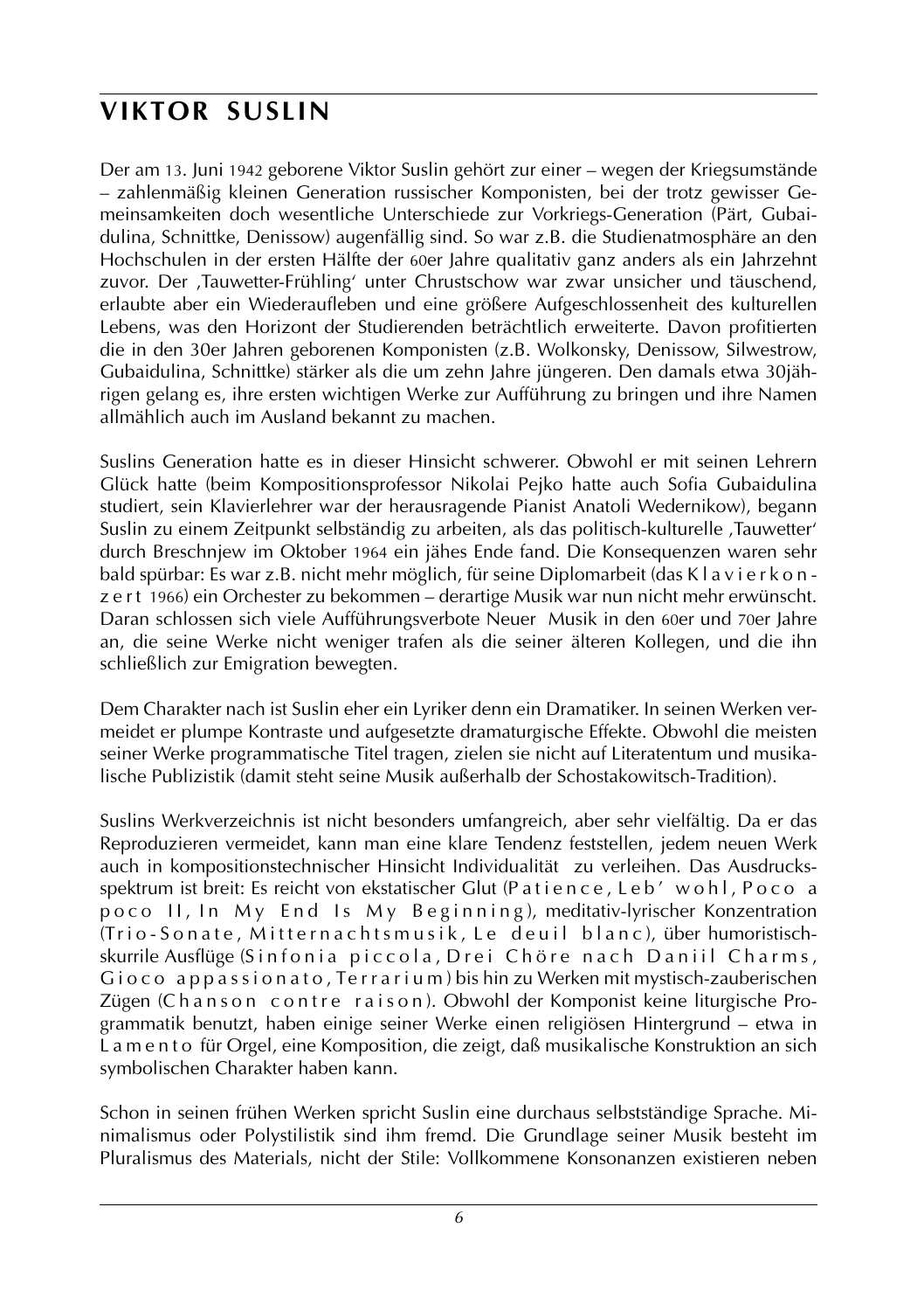# VIKTOR SUSLIN

Der am 13. Juni 1942 geborene Viktor Suslin gehört zur einer – wegen der Kriegsumstände – zahlenmäßig kleinen Generation russischer Komponisten, bei der trotz gewisser Gemeinsamkeiten doch wesentliche Unterschiede zur Vorkriegs-Generation (Pärt, Gubaidulina, Schnittke, Denissow) augenfällig sind. So war z.B. die Studienatmosphäre an den Hochschulen in der ersten Hälfte der 60er Jahre qualitativ ganz anders als ein Jahrzehnt zuvor. Der ‚Tauwetter-Frühling' unter Chrustschow war zwar unsicher und täuschend, erlaubte aber ein Wiederaufleben und eine größere Aufgeschlossenheit des kulturellen Lebens, was den Horizont der Studierenden beträchtlich erweiterte. Davon profitierten die in den 30er Jahren geborenen Komponisten (z.B. Wolkonsky, Denissow, Silwestrow, Gubaidulina, Schnittke) stärker als die um zehn Jahre jüngeren. Den damals etwa 30jährigen gelang es, ihre ersten wichtigen Werke zur Aufführung zu bringen und ihre Namen allmählich auch im Ausland bekannt zu machen.

Suslins Generation hatte es in dieser Hinsicht schwerer. Obwohl er mit seinen Lehrern Glück hatte (beim Kompositionsprofessor Nikolai Pejko hatte auch Sofia Gubaidulina studiert, sein Klavierlehrer war der herausragende Pianist Anatoli Wedernikow), begann Suslin zu einem Zeitpunkt selbständig zu arbeiten, als das politisch-kulturelle ‚Tauwetter' durch Breschnjew im Oktober 1964 ein jähes Ende fand. Die Konsequenzen waren sehr bald spürbar: Es war z.B. nicht mehr möglich, für seine Diplomarbeit (das *Klavierkonzert* 1966) ein Orchester zu bekommen – derartige Musik war nun nicht mehr erwünscht. Daran schlossen sich viele Aufführungsverbote Neuer Musik in den 60er und 70er Jahre an, die seine Werke nicht weniger trafen als die seiner älteren Kollegen, und die ihn schließlich zur Emigration bewegten.

Dem Charakter nach ist Suslin eher ein Lyriker denn ein Dramatiker. In seinen Werken vermeidet er plumpe Kontraste und aufgesetzte dramaturgische Effekte. Obwohl die meisten seiner Werke programmatische Titel tragen, zielen sie nicht auf Literatentum und musikalische Publizistik (damit steht seine Musik außerhalb der Schostakowitsch-Tradition).

Suslins Werkverzeichnis ist nicht besonders umfangreich, aber sehr vielfältig. Da er das Reproduzieren vermeidet, kann man eine klare Tendenz feststellen, jedem neuen Werk auch in kompositionstechnischer Hinsicht Individualität zu verleihen. Das Ausdrucksspektrum ist breit: Es reicht von ekstatischer Glut (*Patience*, *Leb' wohl*, *Poco a poco II*, *In My End Is My Beginning*), meditativ-lyrischer Konzentration (*Trio-Sonate*, *Mitternachtsmusik*, *Le deuil blanc*), über humoristisch-skurrile Ausflüge (*Sinfonia piccola*, *Drei Chöre nach Daniil Charms*, *Gioco appassionato*, *Terrarium*) bis hin zu Werken mit mystisch-zauberischen Zügen (*Chanson contre raison*). Obwohl der Komponist keine liturgische Programmatik benutzt, haben einige seiner Werke einen religiösen Hintergrund – etwa in *Lamento* für Orgel, eine Komposition, die zeigt, daß musikalische Konstruktion an sich symbolischen Charakter haben kann.

Schon in seinen frühen Werken spricht Suslin eine durchaus selbstständige Sprache. Minimalismus oder Polystilistik sind ihm fremd. Die Grundlage seiner Musik besteht im Pluralismus des Materials, nicht der Stile: Vollkommene Konsonanzen existieren neben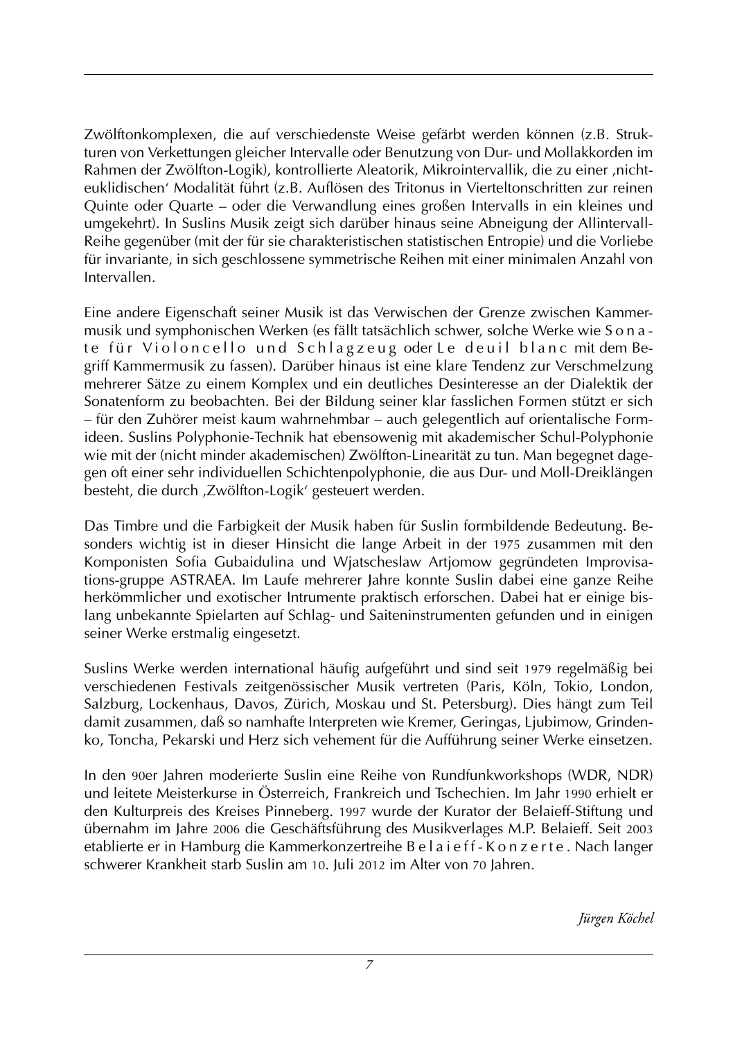Zwölftonkomplexen, die auf verschiedenste Weise gefärbt werden können (z.B. Strukturen von Verkettungen gleicher Intervalle oder Benutzung von Dur- und Mollakkorden im Rahmen der Zwölfton-Logik), kontrollierte Aleatorik, Mikrointervallik, die zu einer ‚nicht-euklidischen' Modalität führt (z.B. Auflösen des Tritonus in Vierteltonschritten zur reinen Quinte oder Quarte – oder die Verwandlung eines großen Intervalls in ein kleines und umgekehrt). In Suslins Musik zeigt sich darüber hinaus seine Abneigung der Allintervall-Reihe gegenüber (mit der für sie charakteristischen statistischen Entropie) und die Vorliebe für invariante, in sich geschlossene symmetrische Reihen mit einer minimalen Anzahl von Intervallen.

Eine andere Eigenschaft seiner Musik ist das Verwischen der Grenze zwischen Kammermusik und symphonischen Werken (es fällt tatsächlich schwer, solche Werke wie Sonate für Violoncello und Schlagzeug oder Le deuil blanc mit dem Begriff Kammermusik zu fassen). Darüber hinaus ist eine klare Tendenz zur Verschmelzung mehrerer Sätze zu einem Komplex und ein deutliches Desinteresse an der Dialektik der Sonatenform zu beobachten. Bei der Bildung seiner klar fasslichen Formen stützt er sich – für den Zuhörer meist kaum wahrnehmbar – auch gelegentlich auf orientalische Formideen. Suslins Polyphonie-Technik hat ebensowenig mit akademischer Schul-Polyphonie wie mit der (nicht minder akademischen) Zwölfton-Linearität zu tun. Man begegnet dagegen oft einer sehr individuellen Schichtenpolyphonie, die aus Dur- und Moll-Dreiklängen besteht, die durch ‚Zwölfton-Logik' gesteuert werden.

Das Timbre und die Farbigkeit der Musik haben für Suslin formbildende Bedeutung. Besonders wichtig ist in dieser Hinsicht die lange Arbeit in der 1975 zusammen mit den Komponisten Sofia Gubaidulina und Wjatscheslaw Artjomow gegründeten Improvisations-gruppe ASTRAEA. Im Laufe mehrerer Jahre konnte Suslin dabei eine ganze Reihe herkömmlicher und exotischer Intrumente praktisch erforschen. Dabei hat er einige bislang unbekannte Spielarten auf Schlag- und Saiteninstrumenten gefunden und in einigen seiner Werke erstmalig eingesetzt.

Suslins Werke werden international häufig aufgeführt und sind seit 1979 regelmäßig bei verschiedenen Festivals zeitgenössischer Musik vertreten (Paris, Köln, Tokio, London, Salzburg, Lockenhaus, Davos, Zürich, Moskau und St. Petersburg). Dies hängt zum Teil damit zusammen, daß so namhafte Interpreten wie Kremer, Geringas, Ljubimow, Grindenko, Toncha, Pekarski und Herz sich vehement für die Aufführung seiner Werke einsetzen.

In den 90er Jahren moderierte Suslin eine Reihe von Rundfunkworkshops (WDR, NDR) und leitete Meisterkurse in Österreich, Frankreich und Tschechien. Im Jahr 1990 erhielt er den Kulturpreis des Kreises Pinneberg. 1997 wurde der Kurator der Belaieff-Stiftung und übernahm im Jahre 2006 die Geschäftsführung des Musikverlages M.P. Belaieff. Seit 2003 etablierte er in Hamburg die Kammerkonzertreihe Belaieff-Konzerte. Nach langer schwerer Krankheit starb Suslin am 10. Juli 2012 im Alter von 70 Jahren.

*Jürgen Köchel*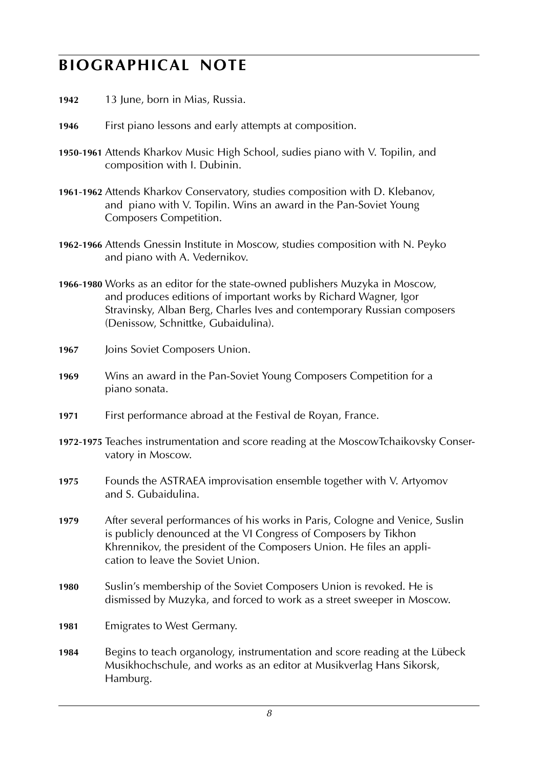# BIOGRAPHICAL NOTE

**1942** 13 June, born in Mias, Russia.

**1946** First piano lessons and early attempts at composition.

**1950-1961** Attends Kharkov Music High School, sudies piano with V. Topilin, and composition with I. Dubinin.

**1961-1962** Attends Kharkov Conservatory, studies composition with D. Klebanov, and piano with V. Topilin. Wins an award in the Pan-Soviet Young Composers Competition.

**1962-1966** Attends Gnessin Institute in Moscow, studies composition with N. Peyko and piano with A. Vedernikov.

**1966-1980** Works as an editor for the state-owned publishers Muzyka in Moscow, and produces editions of important works by Richard Wagner, Igor Stravinsky, Alban Berg, Charles Ives and contemporary Russian composers (Denissow, Schnittke, Gubaidulina).

**1967** Joins Soviet Composers Union.

**1969** Wins an award in the Pan-Soviet Young Composers Competition for a piano sonata.

**1971** First performance abroad at the Festival de Royan, France.

**1972-1975** Teaches instrumentation and score reading at the MoscowTchaikovsky Conservatory in Moscow.

**1975** Founds the ASTRAEA improvisation ensemble together with V. Artyomov and S. Gubaidulina.

**1979** After several performances of his works in Paris, Cologne and Venice, Suslin is publicly denounced at the VI Congress of Composers by Tikhon Khrennikov, the president of the Composers Union. He files an application to leave the Soviet Union.

**1980** Suslin's membership of the Soviet Composers Union is revoked. He is dismissed by Muzyka, and forced to work as a street sweeper in Moscow.

**1981** Emigrates to West Germany.

**1984** Begins to teach organology, instrumentation and score reading at the Lübeck Musikhochschule, and works as an editor at Musikverlag Hans Sikorsk, Hamburg.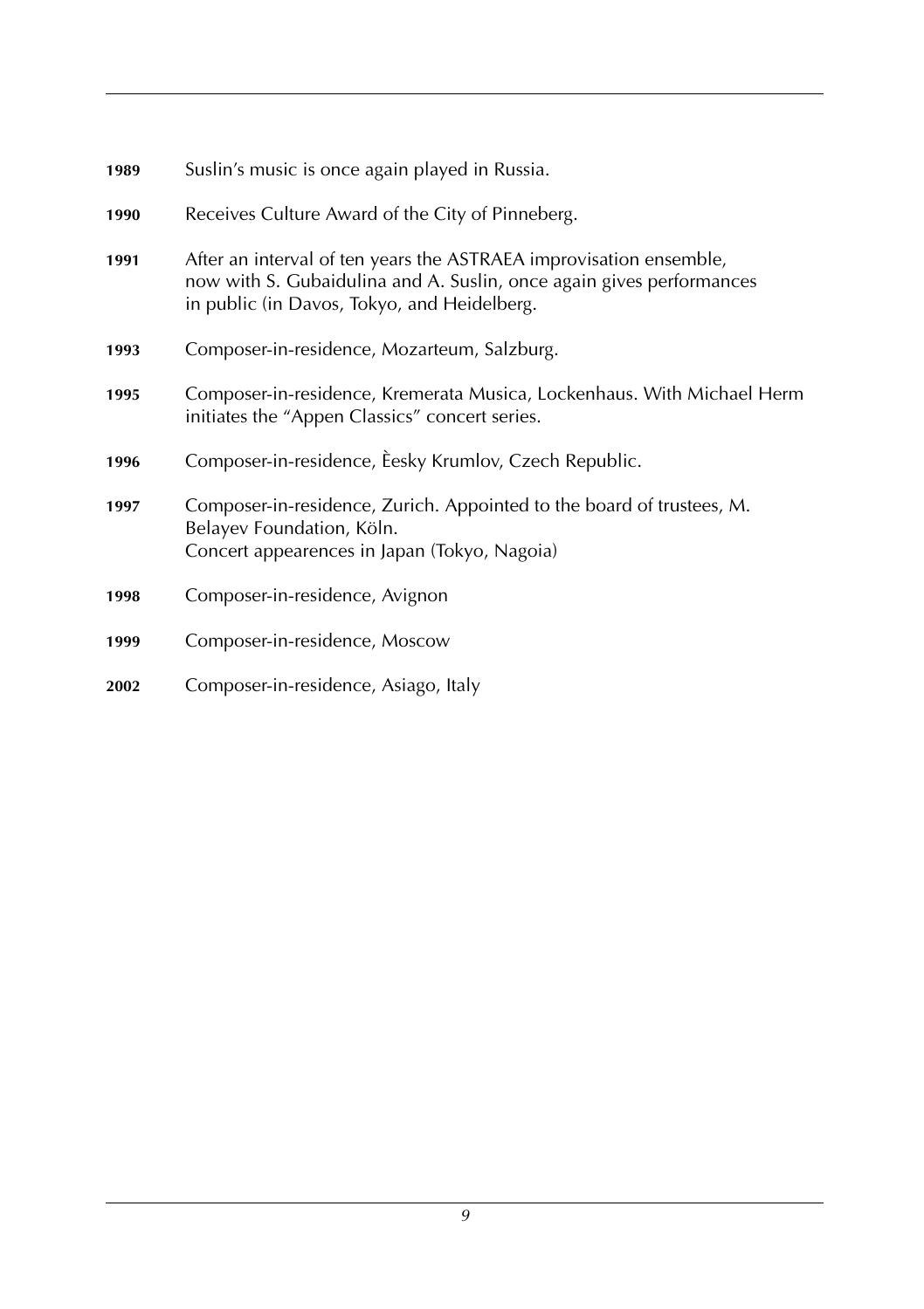**1989** Suslin's music is once again played in Russia.

**1990** Receives Culture Award of the City of Pinneberg.

**1991** After an interval of ten years the ASTRAEA improvisation ensemble, now with S. Gubaidulina and A. Suslin, once again gives performances in public (in Davos, Tokyo, and Heidelberg.

**1993** Composer-in-residence, Mozarteum, Salzburg.

**1995** Composer-in-residence, Kremerata Musica, Lockenhaus. With Michael Herm initiates the "Appen Classics" concert series.

**1996** Composer-in-residence, Èesky Krumlov, Czech Republic.

**1997** Composer-in-residence, Zurich. Appointed to the board of trustees, M. Belayev Foundation, Köln.
Concert appearences in Japan (Tokyo, Nagoia)

**1998** Composer-in-residence, Avignon

**1999** Composer-in-residence, Moscow

**2002** Composer-in-residence, Asiago, Italy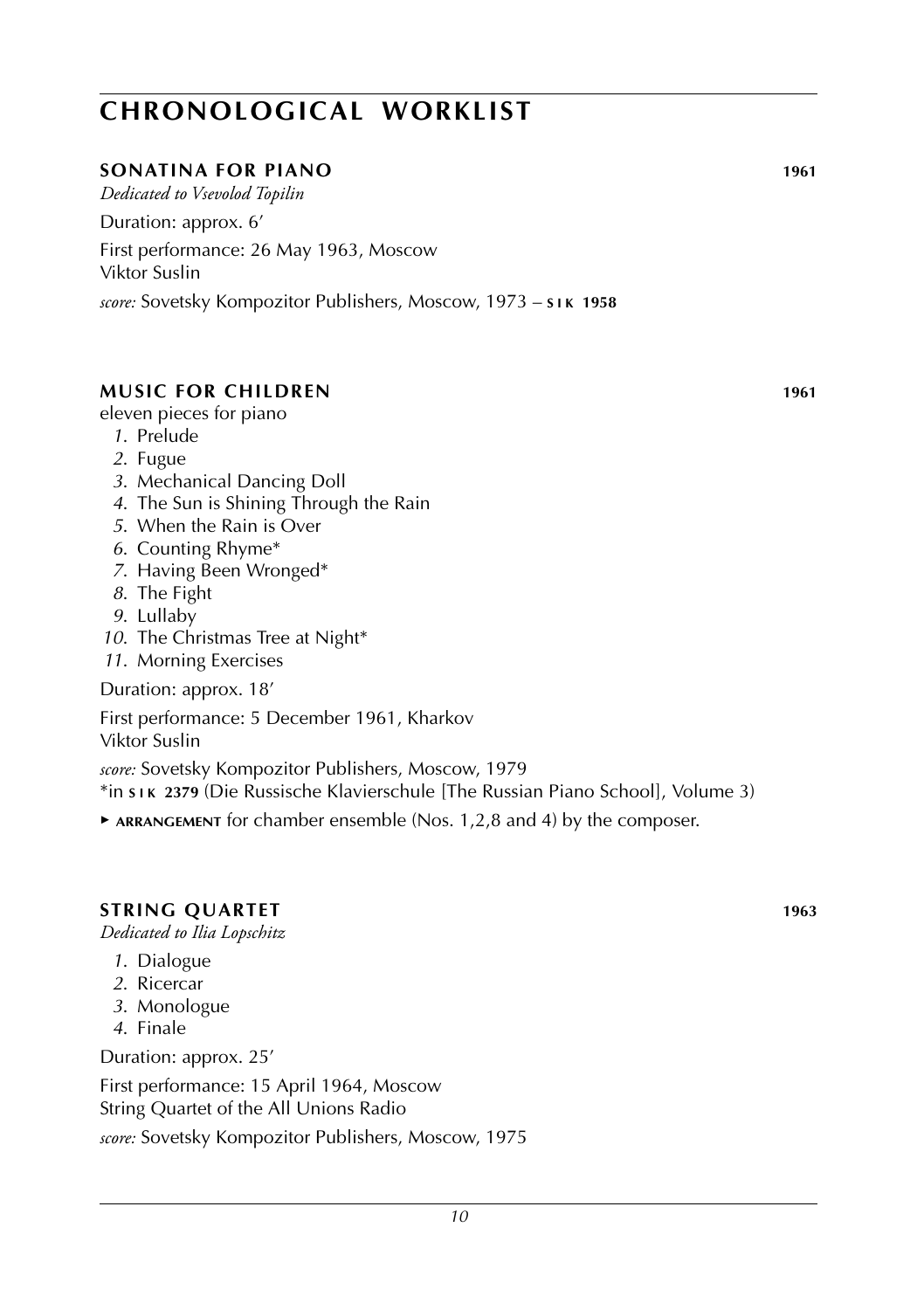# CHRONOLOGICAL WORKLIST

## SONATINA FOR PIANO 1961

*Dedicated to Vsevolod Topilin*

Duration: approx. 6′

First performance: 26 May 1963, Moscow
Viktor Suslin

*score:* Sovetsky Kompozitor Publishers, Moscow, 1973 – **SIK 1958**

## MUSIC FOR CHILDREN 1961

eleven pieces for piano

1. Prelude
2. Fugue
3. Mechanical Dancing Doll
4. The Sun is Shining Through the Rain
5. When the Rain is Over
6. Counting Rhyme*
7. Having Been Wronged*
8. The Fight
9. Lullaby
10. The Christmas Tree at Night*
11. Morning Exercises

Duration: approx. 18′

First performance: 5 December 1961, Kharkov
Viktor Suslin

*score:* Sovetsky Kompozitor Publishers, Moscow, 1979
*in **SIK 2379** (Die Russische Klavierschule [The Russian Piano School], Volume 3)

▸ **ARRANGEMENT** for chamber ensemble (Nos. 1,2,8 and 4) by the composer.

## STRING QUARTET 1963

*Dedicated to Ilia Lopschitz*

1. Dialogue
2. Ricercar
3. Monologue
4. Finale

Duration: approx. 25′

First performance: 15 April 1964, Moscow
String Quartet of the All Unions Radio

*score:* Sovetsky Kompozitor Publishers, Moscow, 1975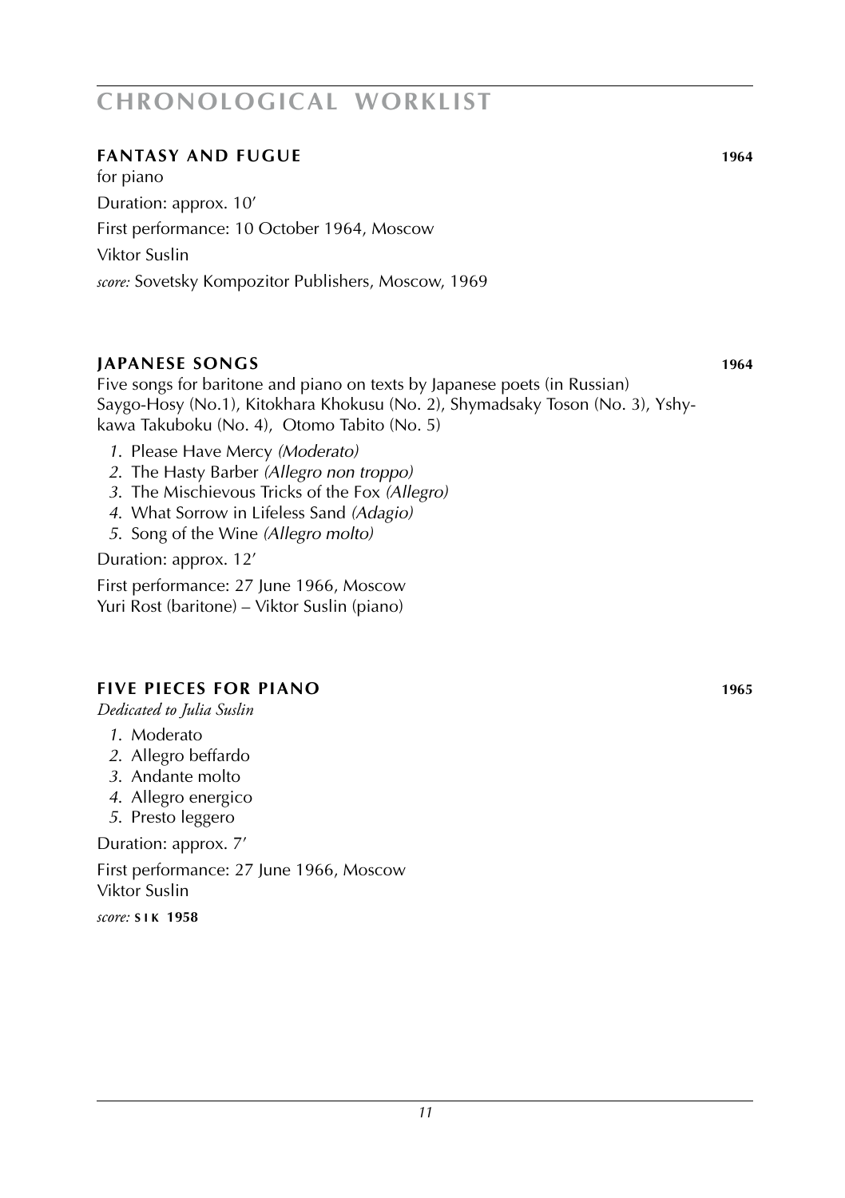# CHRONOLOGICAL WORKLIST

## FANTASY AND FUGUE 1964

for piano

Duration: approx. 10'

First performance: 10 October 1964, Moscow

Viktor Suslin

*score:* Sovetsky Kompozitor Publishers, Moscow, 1969

## JAPANESE SONGS 1964

Five songs for baritone and piano on texts by Japanese poets (in Russian)
Saygo-Hosy (No.1), Kitokhara Khokusu (No. 2), Shymadsaky Toson (No. 3), Yshykawa Takuboku (No. 4), Otomo Tabito (No. 5)

1. Please Have Mercy *(Moderato)*
2. The Hasty Barber *(Allegro non troppo)*
3. The Mischievous Tricks of the Fox *(Allegro)*
4. What Sorrow in Lifeless Sand *(Adagio)*
5. Song of the Wine *(Allegro molto)*

Duration: approx. 12'

First performance: 27 June 1966, Moscow
Yuri Rost (baritone) – Viktor Suslin (piano)

## FIVE PIECES FOR PIANO 1965

*Dedicated to Julia Suslin*

1. Moderato
2. Allegro beffardo
3. Andante molto
4. Allegro energico
5. Presto leggero

Duration: approx. 7'

First performance: 27 June 1966, Moscow
Viktor Suslin

*score:* **SIK 1958**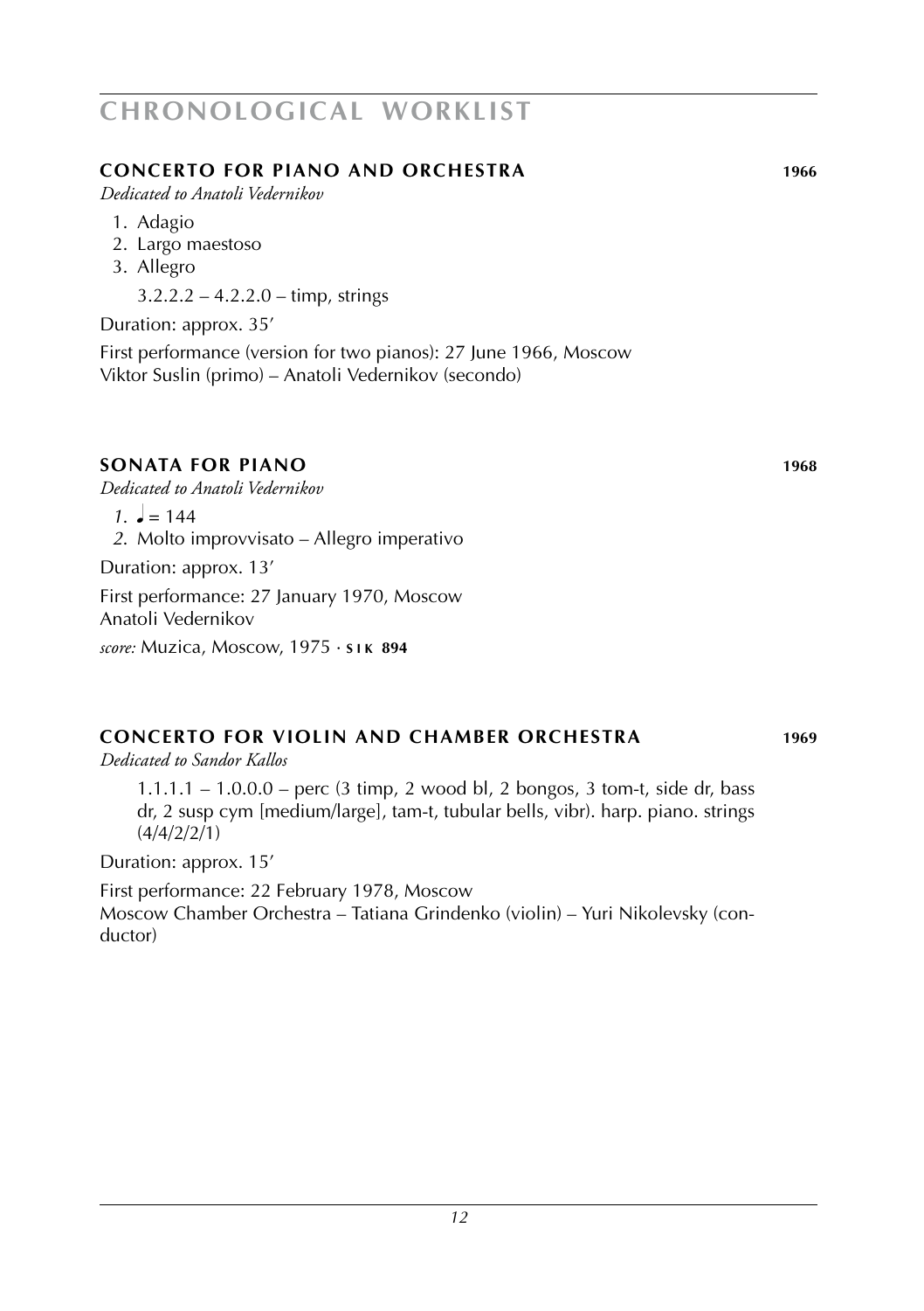# CHRONOLOGICAL WORKLIST

## CONCERTO FOR PIANO AND ORCHESTRA 1966

*Dedicated to Anatoli Vedernikov*

1. Adagio
2. Largo maestoso
3. Allegro

   3.2.2.2 – 4.2.2.0 – timp, strings

Duration: approx. 35′

First performance (version for two pianos): 27 June 1966, Moscow
Viktor Suslin (primo) – Anatoli Vedernikov (secondo)

## SONATA FOR PIANO 1968

*Dedicated to Anatoli Vedernikov*

*1.* ♩ = 144
*2.* Molto improvvisato – Allegro imperativo

Duration: approx. 13′

First performance: 27 January 1970, Moscow
Anatoli Vedernikov

*score:* Muzica, Moscow, 1975 · **SIK 894**

## CONCERTO FOR VIOLIN AND CHAMBER ORCHESTRA 1969

*Dedicated to Sandor Kallos*

1.1.1.1 – 1.0.0.0 – perc (3 timp, 2 wood bl, 2 bongos, 3 tom-t, side dr, bass dr, 2 susp cym [medium/large], tam-t, tubular bells, vibr). harp. piano. strings (4/4/2/2/1)

Duration: approx. 15′

First performance: 22 February 1978, Moscow
Moscow Chamber Orchestra – Tatiana Grindenko (violin) – Yuri Nikolevsky (conductor)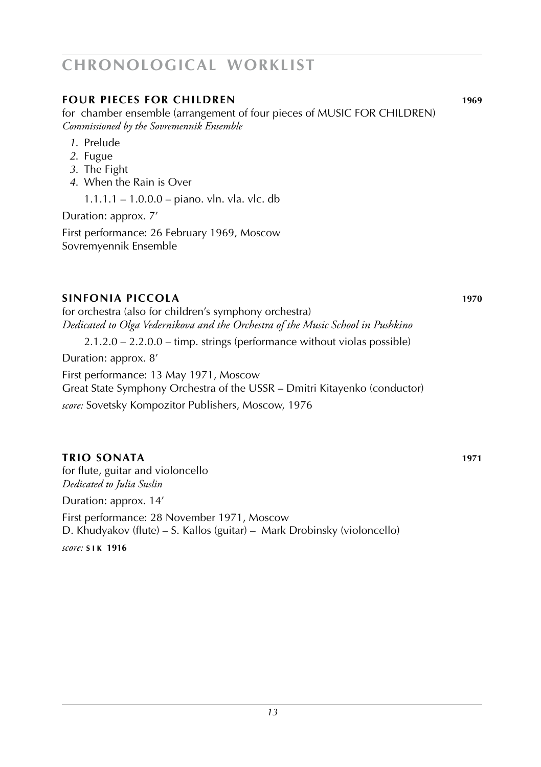# CHRONOLOGICAL WORKLIST

## FOUR PIECES FOR CHILDREN 1969

for chamber ensemble (arrangement of four pieces of MUSIC FOR CHILDREN)
*Commissioned by the Sovremennik Ensemble*

1. Prelude
2. Fugue
3. The Fight
4. When the Rain is Over

1.1.1.1 – 1.0.0.0 – piano. vln. vla. vlc. db

Duration: approx. 7′

First performance: 26 February 1969, Moscow
Sovremyennik Ensemble

## SINFONIA PICCOLA 1970

for orchestra (also for children's symphony orchestra)
*Dedicated to Olga Vedernikova and the Orchestra of the Music School in Pushkino*

2.1.2.0 – 2.2.0.0 – timp. strings (performance without violas possible)

Duration: approx. 8′

First performance: 13 May 1971, Moscow
Great State Symphony Orchestra of the USSR – Dmitri Kitayenko (conductor)

*score:* Sovetsky Kompozitor Publishers, Moscow, 1976

## TRIO SONATA 1971

for flute, guitar and violoncello
*Dedicated to Julia Suslin*

Duration: approx. 14′

First performance: 28 November 1971, Moscow
D. Khudyakov (flute) – S. Kallos (guitar) – Mark Drobinsky (violoncello)

*score:* **SIK 1916**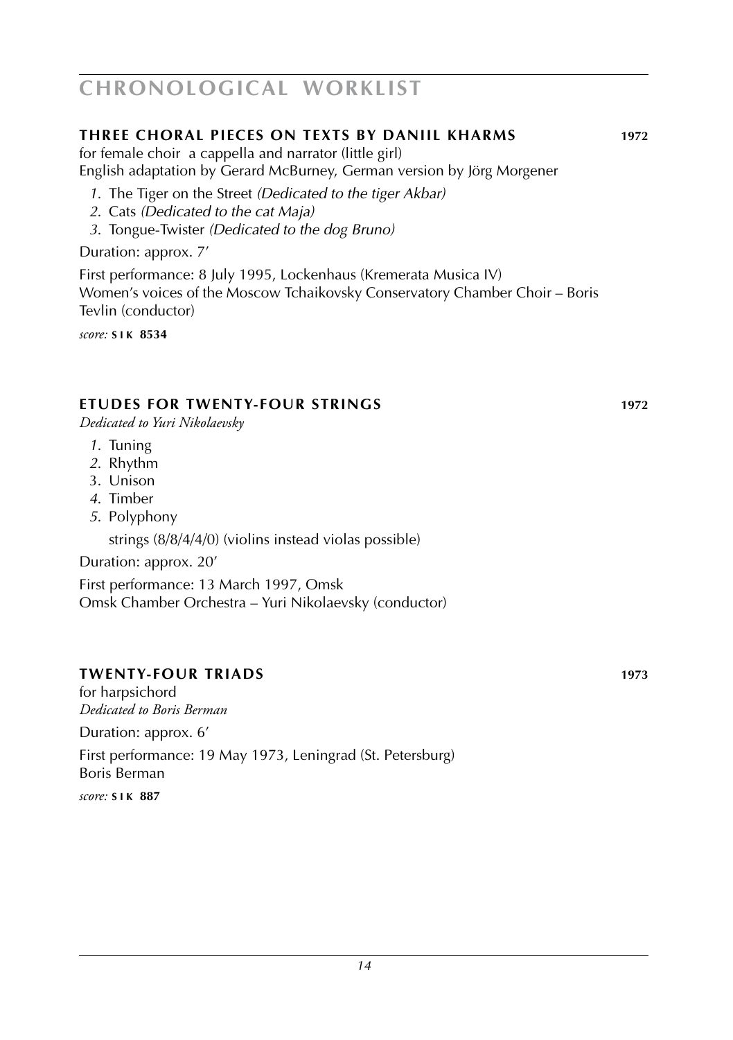# CHRONOLOGICAL WORKLIST

### THREE CHORAL PIECES ON TEXTS BY DANIIL KHARMS 1972

for female choir a cappella and narrator (little girl)
English adaptation by Gerard McBurney, German version by Jörg Morgener

1. The Tiger on the Street *(Dedicated to the tiger Akbar)*
2. Cats *(Dedicated to the cat Maja)*
3. Tongue-Twister *(Dedicated to the dog Bruno)*

Duration: approx. 7′

First performance: 8 July 1995, Lockenhaus (Kremerata Musica IV)
Women's voices of the Moscow Tchaikovsky Conservatory Chamber Choir – Boris Tevlin (conductor)

*score:* **SIK 8534**

### ETUDES FOR TWENTY-FOUR STRINGS 1972

*Dedicated to Yuri Nikolaevsky*

1. Tuning
2. Rhythm
3. Unison
4. Timber
5. Polyphony

strings (8/8/4/4/0) (violins instead violas possible)

Duration: approx. 20′

First performance: 13 March 1997, Omsk
Omsk Chamber Orchestra – Yuri Nikolaevsky (conductor)

### TWENTY-FOUR TRIADS 1973

for harpsichord
*Dedicated to Boris Berman*

Duration: approx. 6′

First performance: 19 May 1973, Leningrad (St. Petersburg)
Boris Berman

*score:* **SIK 887**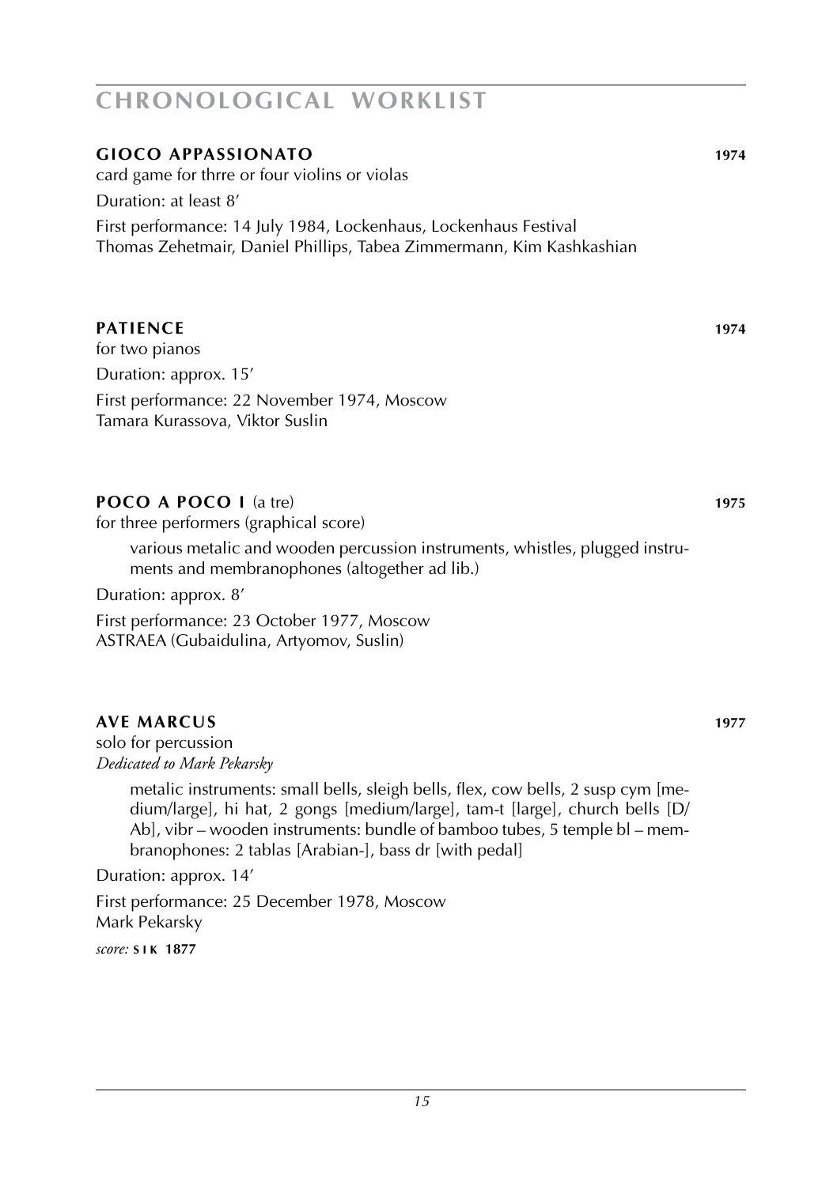# CHRONOLOGICAL WORKLIST

## GIOCO APPASSIONATO 1974

card game for thrre or four violins or violas

Duration: at least 8′

First performance: 14 July 1984, Lockenhaus, Lockenhaus Festival
Thomas Zehetmair, Daniel Phillips, Tabea Zimmermann, Kim Kashkashian

## PATIENCE 1974

for two pianos

Duration: approx. 15′

First performance: 22 November 1974, Moscow
Tamara Kurassova, Viktor Suslin

## POCO A POCO I (a tre) 1975

for three performers (graphical score)

various metalic and wooden percussion instruments, whistles, plugged instruments and membranophones (altogether ad lib.)

Duration: approx. 8′

First performance: 23 October 1977, Moscow
ASTRAEA (Gubaidulina, Artyomov, Suslin)

## AVE MARCUS 1977

solo for percussion
*Dedicated to Mark Pekarsky*

metalic instruments: small bells, sleigh bells, flex, cow bells, 2 susp cym [medium/large], hi hat, 2 gongs [medium/large], tam-t [large], church bells [D/Ab], vibr – wooden instruments: bundle of bamboo tubes, 5 temple bl – membranophones: 2 tablas [Arabian-], bass dr [with pedal]

Duration: approx. 14′

First performance: 25 December 1978, Moscow
Mark Pekarsky

*score:* **SIK 1877**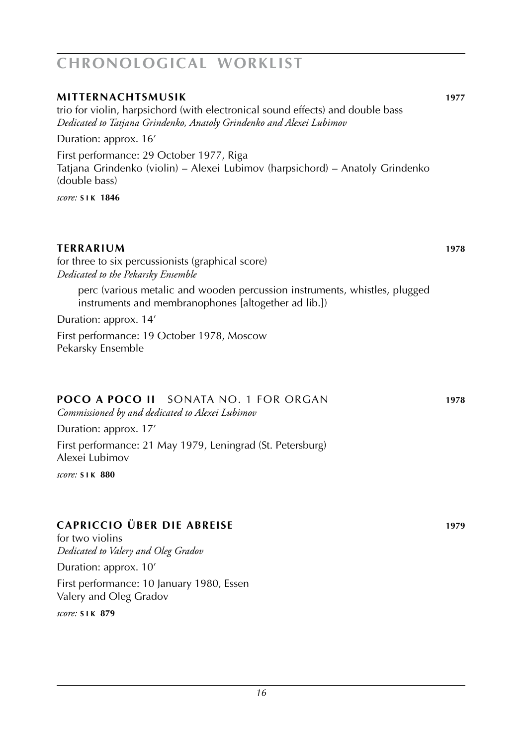# CHRONOLOGICAL WORKLIST

## MITTERNACHTSMUSIK 1977

trio for violin, harpsichord (with electronical sound effects) and double bass
*Dedicated to Tatjana Grindenko, Anatoly Grindenko and Alexei Lubimov*

Duration: approx. 16′

First performance: 29 October 1977, Riga
Tatjana Grindenko (violin) – Alexei Lubimov (harpsichord) – Anatoly Grindenko (double bass)

*score:* **SIK 1846**

## TERRARIUM 1978

for three to six percussionists (graphical score)
*Dedicated to the Pekarsky Ensemble*

perc (various metalic and wooden percussion instruments, whistles, plugged instruments and membranophones [altogether ad lib.])

Duration: approx. 14′

First performance: 19 October 1978, Moscow
Pekarsky Ensemble

## POCO A POCO II SONATA NO. 1 FOR ORGAN 1978

*Commissioned by and dedicated to Alexei Lubimov*

Duration: approx. 17′

First performance: 21 May 1979, Leningrad (St. Petersburg)
Alexei Lubimov

*score:* **SIK 880**

## CAPRICCIO ÜBER DIE ABREISE 1979

for two violins
*Dedicated to Valery and Oleg Gradov*

Duration: approx. 10′

First performance: 10 January 1980, Essen
Valery and Oleg Gradov

*score:* **SIK 879**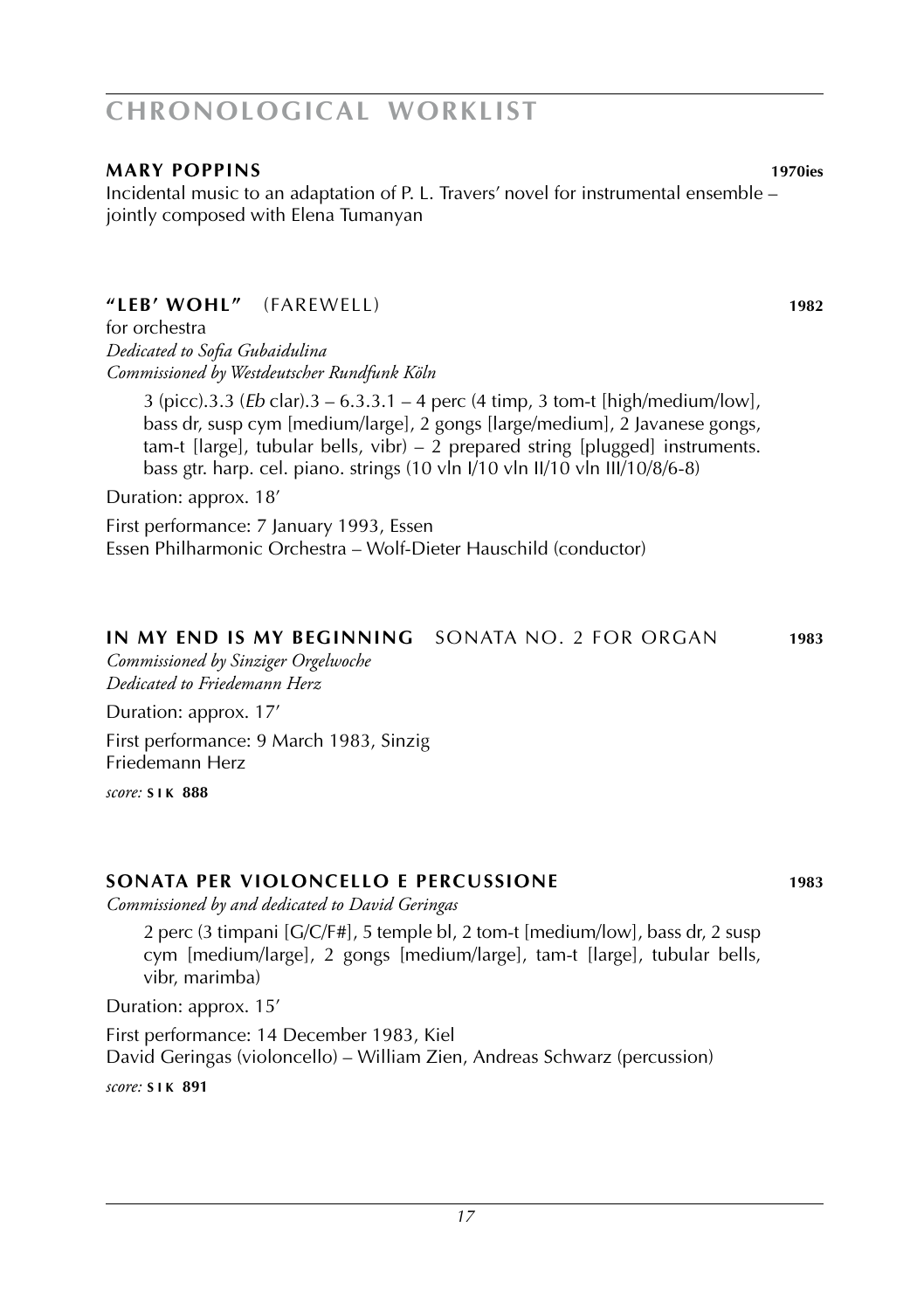# CHRONOLOGICAL WORKLIST

## MARY POPPINS **1970ies**

Incidental music to an adaptation of P. L. Travers' novel for instrumental ensemble – jointly composed with Elena Tumanyan

## "LEB' WOHL" (FAREWELL) **1982**

for orchestra
*Dedicated to Sofia Gubaidulina*
*Commissioned by Westdeutscher Rundfunk Köln*

3 (picc).3.3 (*Eb* clar).3 – 6.3.3.1 – 4 perc (4 timp, 3 tom-t [high/medium/low], bass dr, susp cym [medium/large], 2 gongs [large/medium], 2 Javanese gongs, tam-t [large], tubular bells, vibr) – 2 prepared string [plugged] instruments. bass gtr. harp. cel. piano. strings (10 vln I/10 vln II/10 vln III/10/8/6-8)

Duration: approx. 18'

First performance: 7 January 1993, Essen
Essen Philharmonic Orchestra – Wolf-Dieter Hauschild (conductor)

## IN MY END IS MY BEGINNING SONATA NO. 2 FOR ORGAN **1983**

*Commissioned by Sinziger Orgelwoche*
*Dedicated to Friedemann Herz*

Duration: approx. 17'

First performance: 9 March 1983, Sinzig
Friedemann Herz

*score:* **SIK 888**

## SONATA PER VIOLONCELLO E PERCUSSIONE **1983**

*Commissioned by and dedicated to David Geringas*

2 perc (3 timpani [G/C/F#], 5 temple bl, 2 tom-t [medium/low], bass dr, 2 susp cym [medium/large], 2 gongs [medium/large], tam-t [large], tubular bells, vibr, marimba)

Duration: approx. 15'

First performance: 14 December 1983, Kiel
David Geringas (violoncello) – William Zien, Andreas Schwarz (percussion)

*score:* **SIK 891**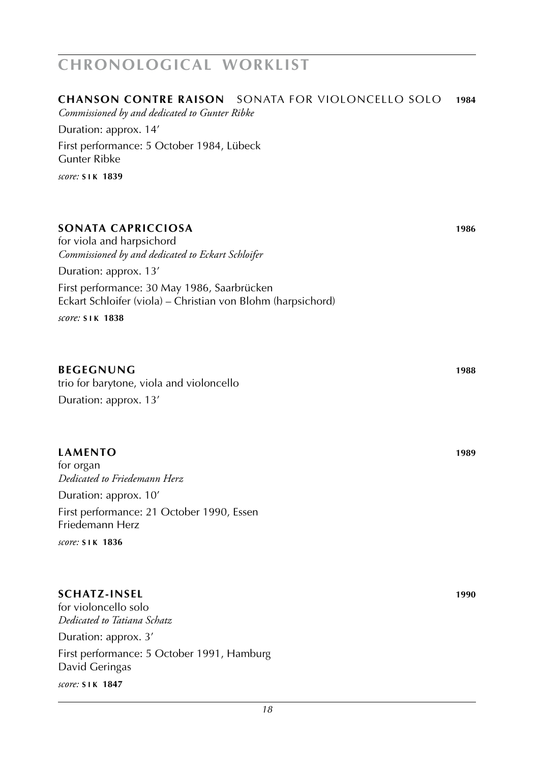# CHRONOLOGICAL WORKLIST

## CHANSON CONTRE RAISON SONATA FOR VIOLONCELLO SOLO 1984

*Commissioned by and dedicated to Gunter Ribke*

Duration: approx. 14′

First performance: 5 October 1984, Lübeck
Gunter Ribke

*score:* **SIK 1839**

## SONATA CAPRICCIOSA 1986

for viola and harpsichord

*Commissioned by and dedicated to Eckart Schloifer*

Duration: approx. 13′

First performance: 30 May 1986, Saarbrücken
Eckart Schloifer (viola) – Christian von Blohm (harpsichord)

*score:* **SIK 1838**

## BEGEGNUNG 1988

trio for barytone, viola and violoncello

Duration: approx. 13′

## LAMENTO 1989

for organ

*Dedicated to Friedemann Herz*

Duration: approx. 10′

First performance: 21 October 1990, Essen
Friedemann Herz

*score:* **SIK 1836**

## SCHATZ-INSEL 1990

for violoncello solo

*Dedicated to Tatiana Schatz*

Duration: approx. 3′

First performance: 5 October 1991, Hamburg
David Geringas

*score:* **SIK 1847**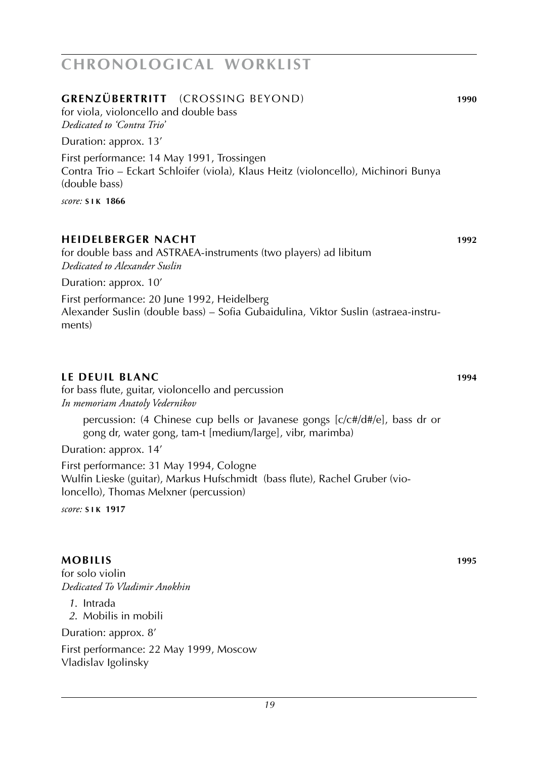# CHRONOLOGICAL WORKLIST

## GRENZÜBERTRITT (CROSSING BEYOND) 1990

for viola, violoncello and double bass
*Dedicated to 'Contra Trio'*

Duration: approx. 13'

First performance: 14 May 1991, Trossingen
Contra Trio – Eckart Schloifer (viola), Klaus Heitz (violoncello), Michinori Bunya (double bass)

*score:* **SIK 1866**

## HEIDELBERGER NACHT 1992

for double bass and ASTRAEA-instruments (two players) ad libitum
*Dedicated to Alexander Suslin*

Duration: approx. 10'

First performance: 20 June 1992, Heidelberg
Alexander Suslin (double bass) – Sofia Gubaidulina, Viktor Suslin (astraea-instruments)

## LE DEUIL BLANC 1994

for bass flute, guitar, violoncello and percussion
*In memoriam Anatoly Vedernikov*

percussion: (4 Chinese cup bells or Javanese gongs [c/c#/d#/e], bass dr or gong dr, water gong, tam-t [medium/large], vibr, marimba)

Duration: approx. 14'

First performance: 31 May 1994, Cologne
Wulfin Lieske (guitar), Markus Hufschmidt (bass flute), Rachel Gruber (violoncello), Thomas Melxner (percussion)

*score:* **SIK 1917**

## MOBILIS 1995

for solo violin
*Dedicated To Vladimir Anokhin*

1. Intrada
2. Mobilis in mobili

Duration: approx. 8'

First performance: 22 May 1999, Moscow
Vladislav Igolinsky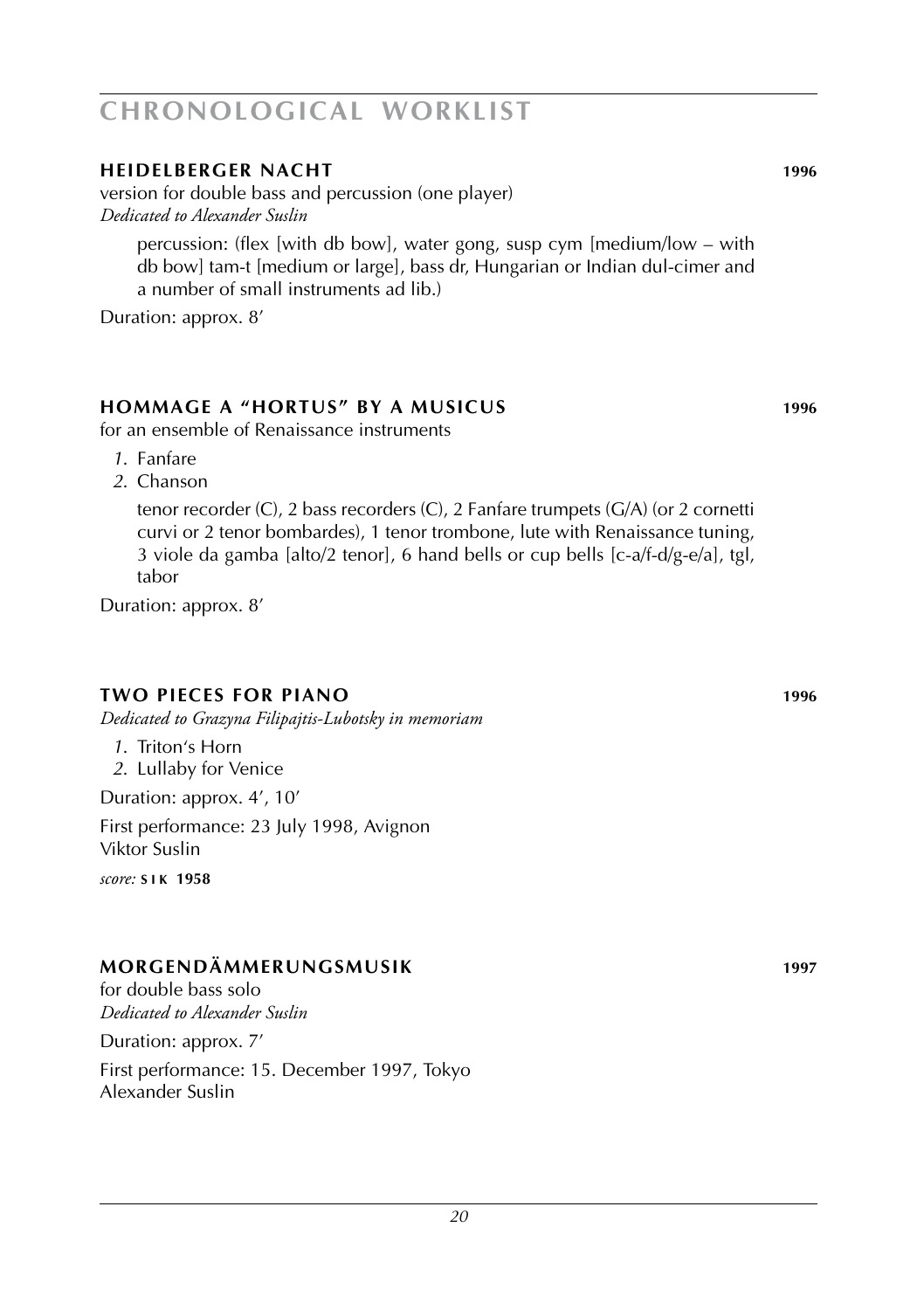# CHRONOLOGICAL WORKLIST

### HEIDELBERGER NACHT 1996

version for double bass and percussion (one player)
*Dedicated to Alexander Suslin*

percussion: (flex [with db bow], water gong, susp cym [medium/low – with db bow] tam-t [medium or large], bass dr, Hungarian or Indian dul-cimer and a number of small instruments ad lib.)

Duration: approx. 8′

### HOMMAGE A "HORTUS" BY A MUSICUS 1996

for an ensemble of Renaissance instruments

*1.* Fanfare
*2.* Chanson

tenor recorder (C), 2 bass recorders (C), 2 Fanfare trumpets (G/A) (or 2 cornetti curvi or 2 tenor bombardes), 1 tenor trombone, lute with Renaissance tuning, 3 viole da gamba [alto/2 tenor], 6 hand bells or cup bells [c-a/f-d/g-e/a], tgl, tabor

Duration: approx. 8′

### TWO PIECES FOR PIANO 1996

*Dedicated to Grazyna Filipajtis-Lubotsky in memoriam*

*1.* Triton's Horn
*2.* Lullaby for Venice

Duration: approx. 4′, 10′

First performance: 23 July 1998, Avignon
Viktor Suslin

*score:* **SIK 1958**

### MORGENDÄMMERUNGSMUSIK 1997

for double bass solo
*Dedicated to Alexander Suslin*

Duration: approx. 7′

First performance: 15. December 1997, Tokyo
Alexander Suslin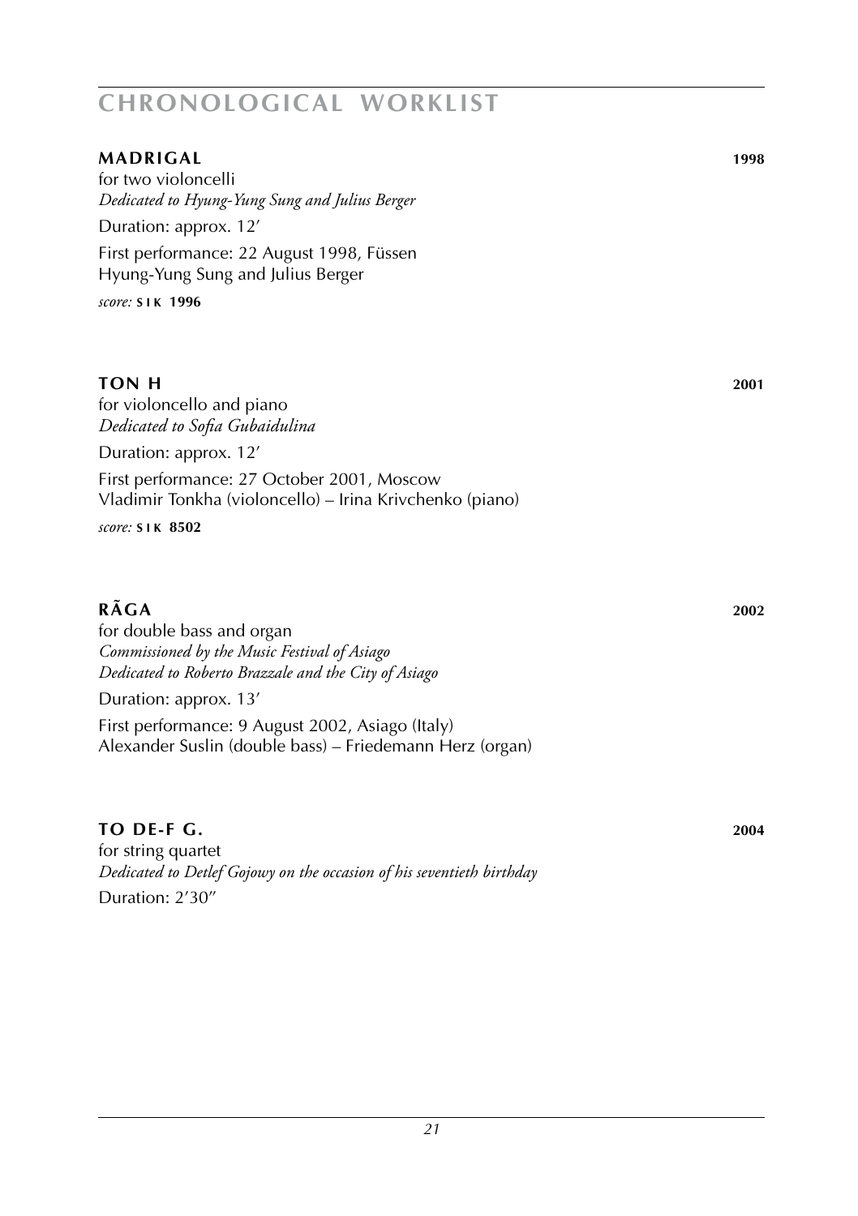# CHRONOLOGICAL WORKLIST

**MADRIGAL** **1998**

for two violoncelli
*Dedicated to Hyung-Yung Sung and Julius Berger*

Duration: approx. 12′

First performance: 22 August 1998, Füssen
Hyung-Yung Sung and Julius Berger

*score:* **SIK 1996**

**TON H** **2001**

for violoncello and piano
*Dedicated to Sofia Gubaidulina*

Duration: approx. 12′

First performance: 27 October 2001, Moscow
Vladimir Tonkha (violoncello) – Irina Krivchenko (piano)

*score:* **SIK 8502**

**RÃGA** **2002**

for double bass and organ
*Commissioned by the Music Festival of Asiago*
*Dedicated to Roberto Brazzale and the City of Asiago*

Duration: approx. 13′

First performance: 9 August 2002, Asiago (Italy)
Alexander Suslin (double bass) – Friedemann Herz (organ)

**TO DE-F G.** **2004**

for string quartet
*Dedicated to Detlef Gojowy on the occasion of his seventieth birthday*

Duration: 2′30″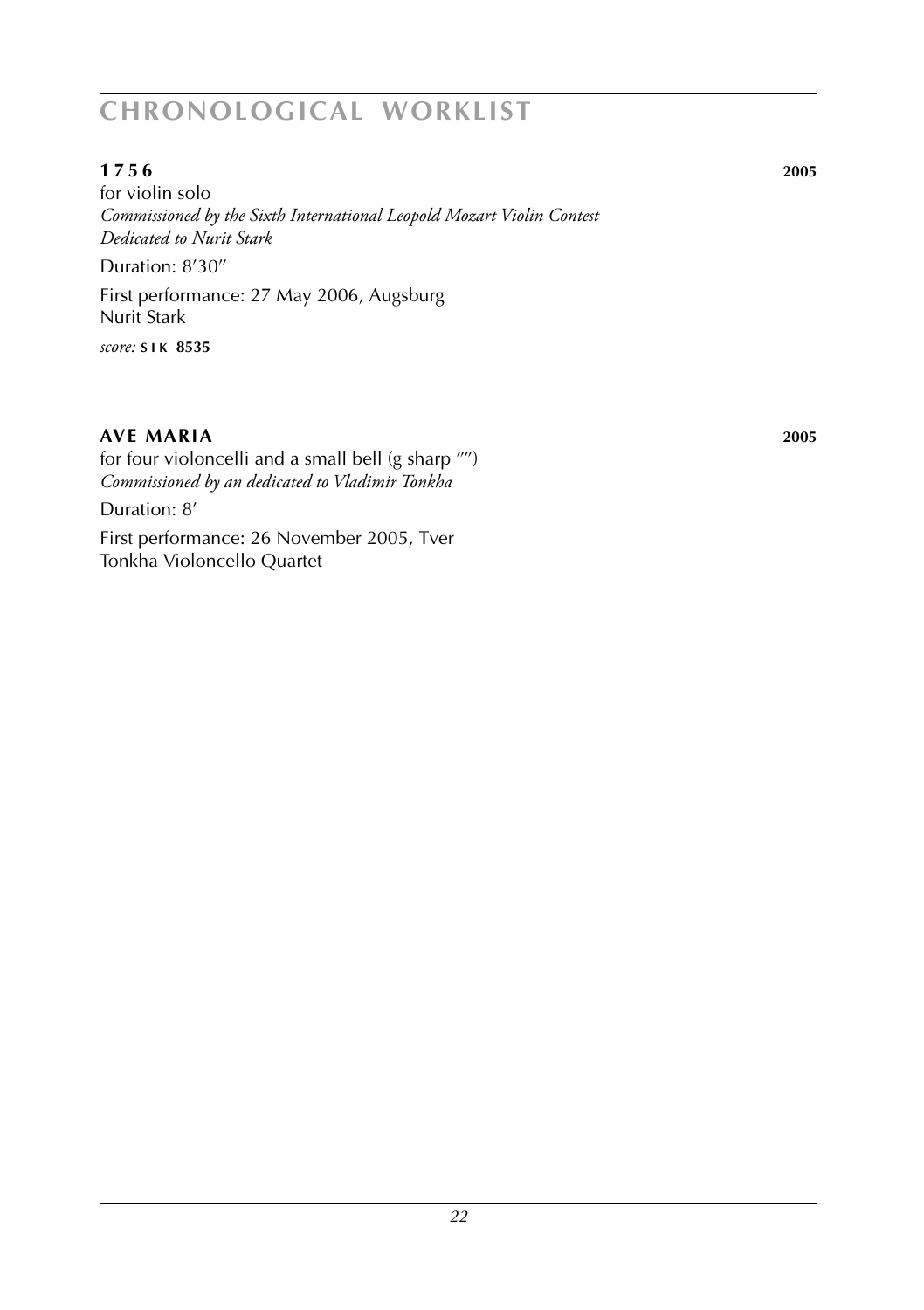# CHRONOLOGICAL WORKLIST

**1 7 5 6** **2005**

for violin solo
*Commissioned by the Sixth International Leopold Mozart Violin Contest*
*Dedicated to Nurit Stark*

Duration: 8′30″

First performance: 27 May 2006, Augsburg
Nurit Stark

*score:* **SIK 8535**

**AVE MARIA** **2005**

for four violoncelli and a small bell (g sharp ″″)
*Commissioned by an dedicated to Vladimir Tonkha*

Duration: 8′

First performance: 26 November 2005, Tver
Tonkha Violoncello Quartet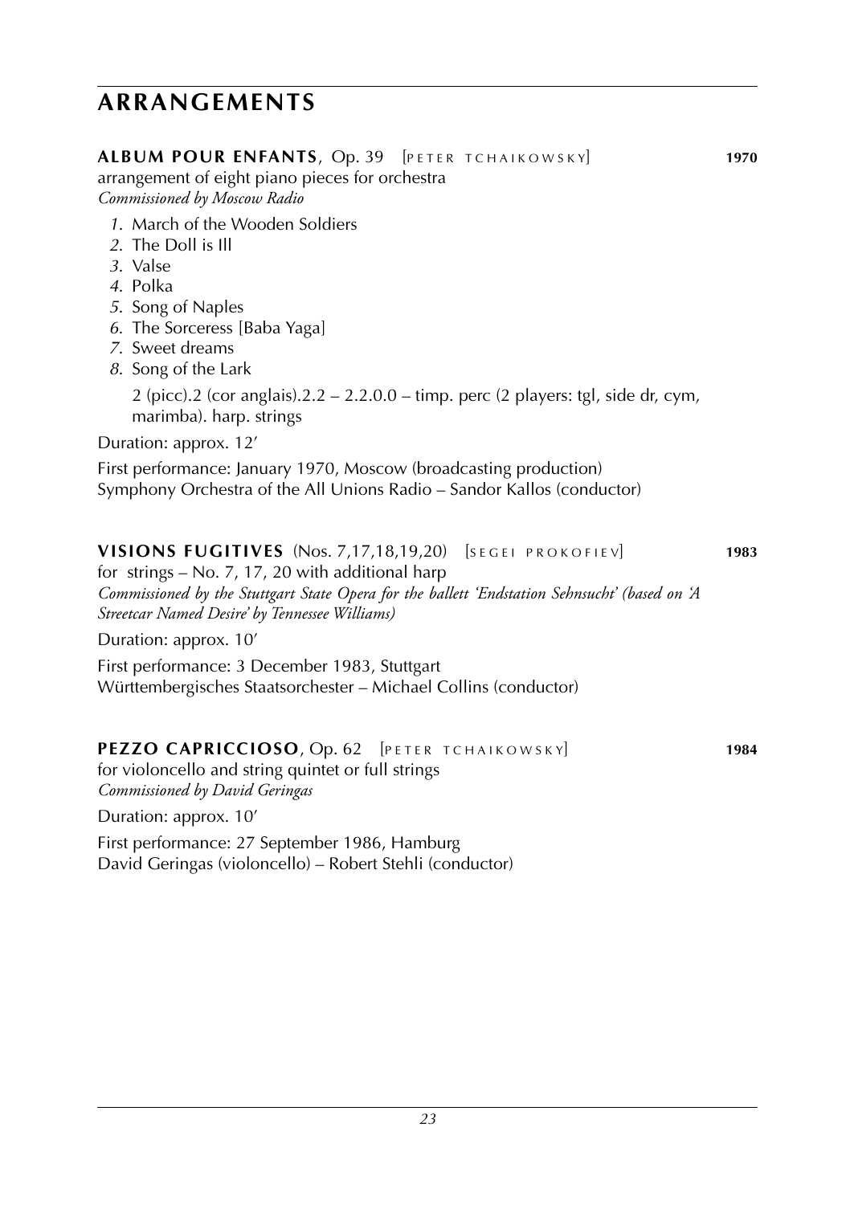# ARRANGEMENTS

**ALBUM POUR ENFANTS**, Op. 39 [PETER TCHAIKOWSKY] **1970**
arrangement of eight piano pieces for orchestra
*Commissioned by Moscow Radio*

1. March of the Wooden Soldiers
2. The Doll is Ill
3. Valse
4. Polka
5. Song of Naples
6. The Sorceress [Baba Yaga]
7. Sweet dreams
8. Song of the Lark

   2 (picc).2 (cor anglais).2.2 – 2.2.0.0 – timp. perc (2 players: tgl, side dr, cym, marimba). harp. strings

Duration: approx. 12'

First performance: January 1970, Moscow (broadcasting production)
Symphony Orchestra of the All Unions Radio – Sandor Kallos (conductor)

**VISIONS FUGITIVES** (Nos. 7,17,18,19,20) [SEGEI PROKOFIEV] **1983**
for strings – No. 7, 17, 20 with additional harp
*Commissioned by the Stuttgart State Opera for the ballett 'Endstation Sehnsucht' (based on 'A Streetcar Named Desire' by Tennessee Williams)*

Duration: approx. 10'

First performance: 3 December 1983, Stuttgart
Württembergisches Staatsorchester – Michael Collins (conductor)

**PEZZO CAPRICCIOSO**, Op. 62 [PETER TCHAIKOWSKY] **1984**
for violoncello and string quintet or full strings
*Commissioned by David Geringas*

Duration: approx. 10'

First performance: 27 September 1986, Hamburg
David Geringas (violoncello) – Robert Stehli (conductor)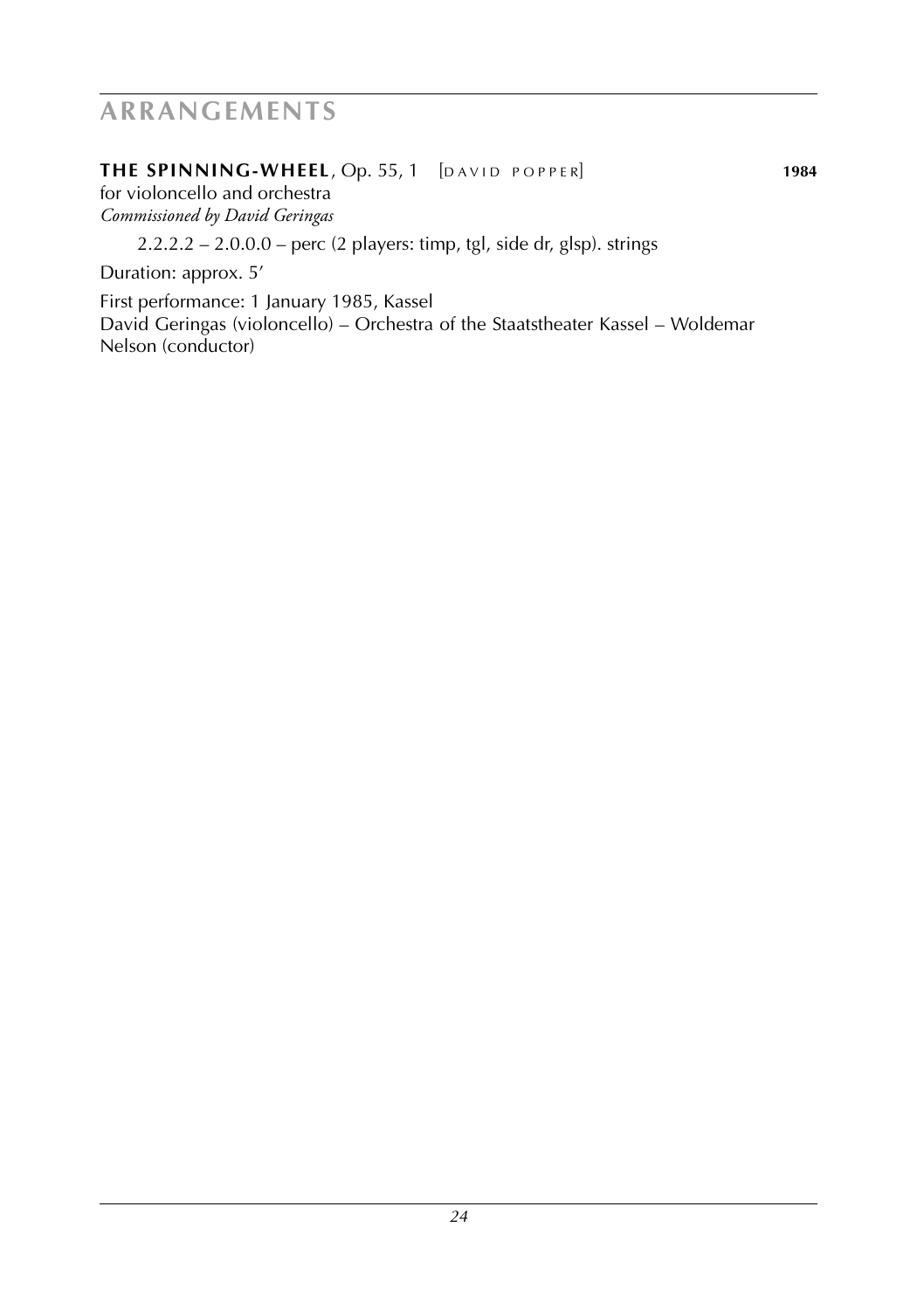# ARRANGEMENTS

**THE SPINNING-WHEEL**, Op. 55, 1 [DAVID POPPER] **1984**
for violoncello and orchestra
*Commissioned by David Geringas*

2.2.2.2 – 2.0.0.0 – perc (2 players: timp, tgl, side dr, glsp). strings

Duration: approx. 5'

First performance: 1 January 1985, Kassel
David Geringas (violoncello) – Orchestra of the Staatstheater Kassel – Woldemar Nelson (conductor)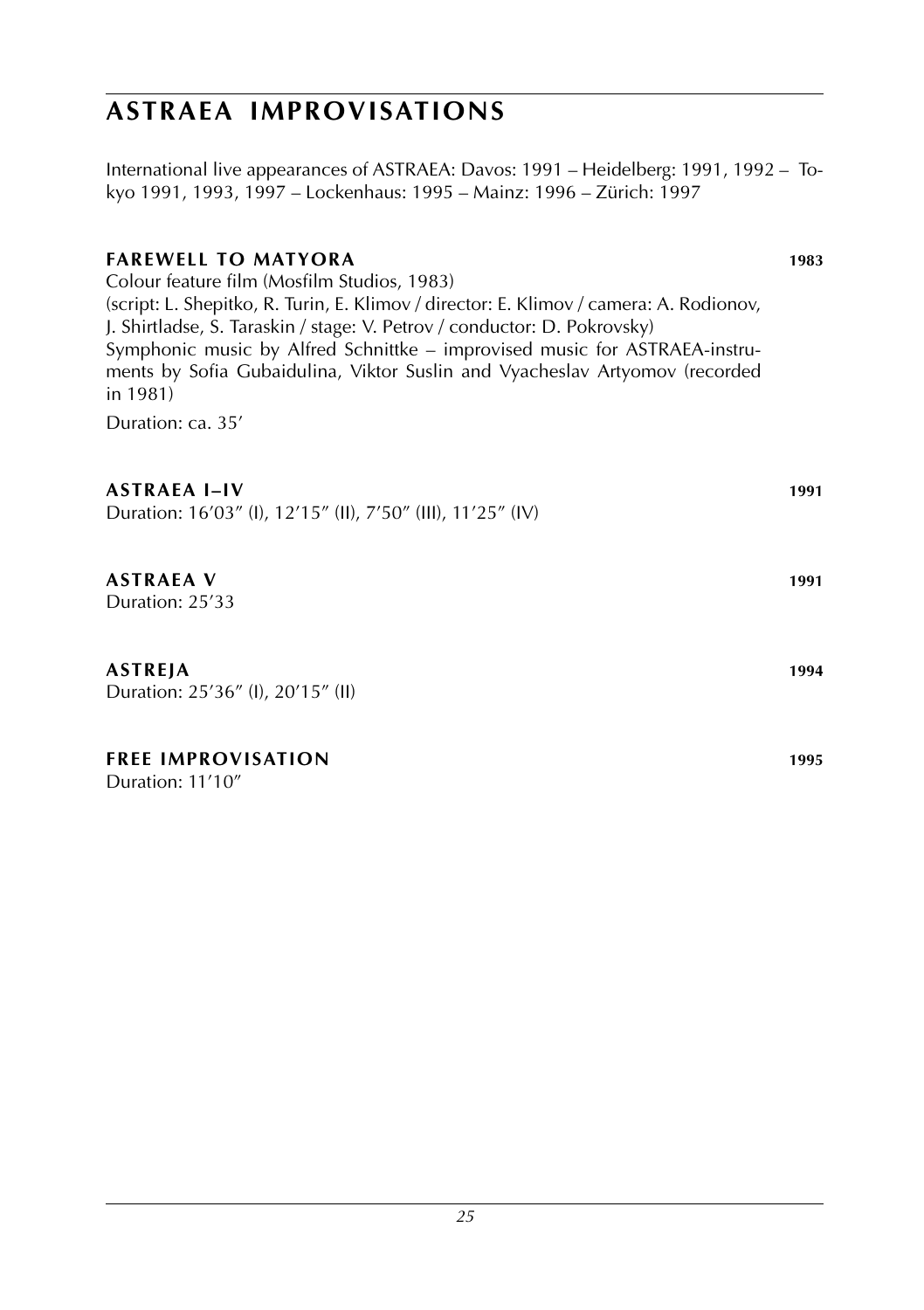# ASTRAEA IMPROVISATIONS

International live appearances of ASTRAEA: Davos: 1991 – Heidelberg: 1991, 1992 – Tokyo 1991, 1993, 1997 – Lockenhaus: 1995 – Mainz: 1996 – Zürich: 1997

## FAREWELL TO MATYORA **1983**

Colour feature film (Mosfilm Studios, 1983)
(script: L. Shepitko, R. Turin, E. Klimov / director: E. Klimov / camera: A. Rodionov, J. Shirtladse, S. Taraskin / stage: V. Petrov / conductor: D. Pokrovsky)
Symphonic music by Alfred Schnittke – improvised music for ASTRAEA-instruments by Sofia Gubaidulina, Viktor Suslin and Vyacheslav Artyomov (recorded in 1981)

Duration: ca. 35′

## ASTRAEA I–IV **1991**

Duration: 16′03″ (I), 12′15″ (II), 7′50″ (III), 11′25″ (IV)

## ASTRAEA V **1991**

Duration: 25′33

## ASTREJA **1994**

Duration: 25′36″ (I), 20′15″ (II)

## FREE IMPROVISATION **1995**

Duration: 11′10″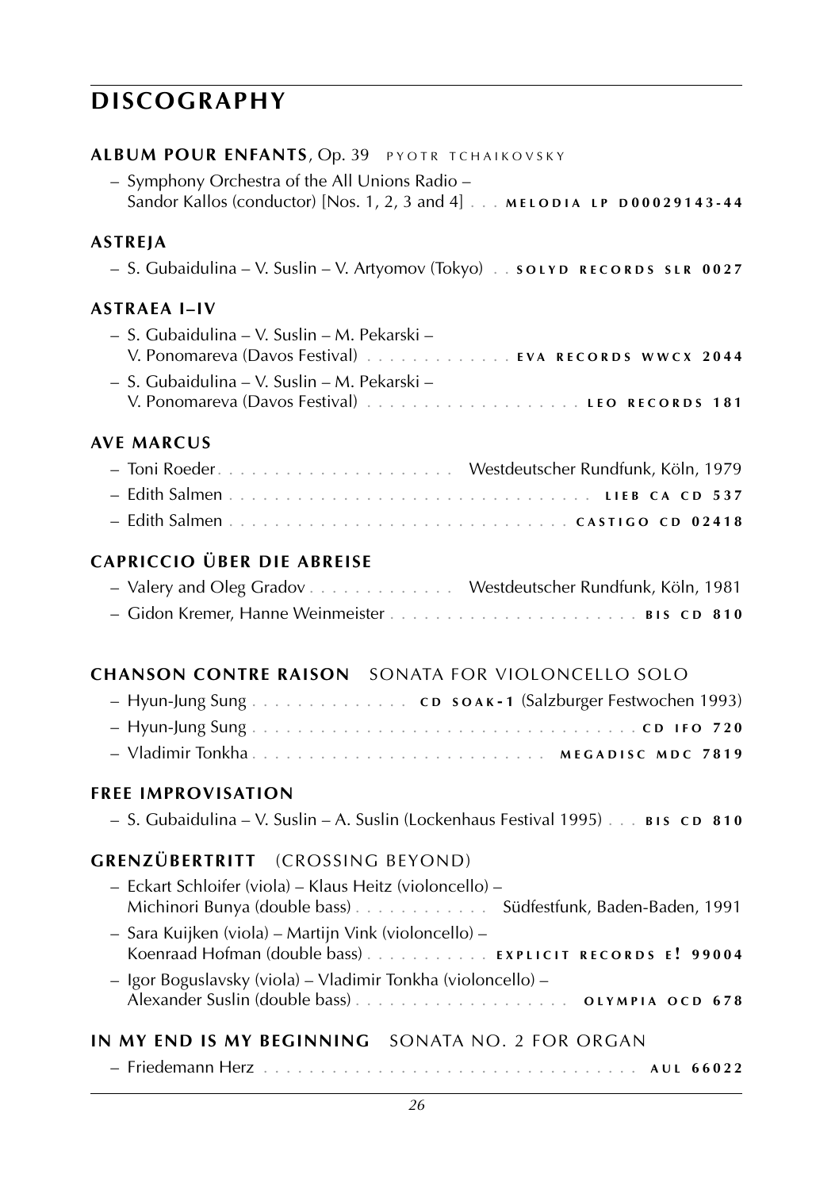## DISCOGRAPHY

### ALBUM POUR ENFANTS, Op. 39 PYOTR TCHAIKOVSKY

– Symphony Orchestra of the All Unions Radio – Sandor Kallos (conductor) [Nos. 1, 2, 3 and 4] . . . MELODIA LP D00029143-44

### ASTREJA

– S. Gubaidulina – V. Suslin – V. Artyomov (Tokyo) . . SOLYD RECORDS SLR 0027

### ASTRAEA I–IV

– S. Gubaidulina – V. Suslin – M. Pekarski – V. Ponomareva (Davos Festival) . . . . . . . . . . . . . EVA RECORDS WWCX 2044

– S. Gubaidulina – V. Suslin – M. Pekarski – V. Ponomareva (Davos Festival) . . . . . . . . . . . . . . . . . . LEO RECORDS 181

### AVE MARCUS

– Toni Roeder. . . . . . . . . . . . . . . . . . . . . Westdeutscher Rundfunk, Köln, 1979

– Edith Salmen . . . . . . . . . . . . . . . . . . . . . . . . . . . . . . . . . LIEB CA CD 537

– Edith Salmen . . . . . . . . . . . . . . . . . . . . . . . . . . . . . . CASTIGO CD 02418

### CAPRICCIO ÜBER DIE ABREISE

– Valery and Oleg Gradov . . . . . . . . . . . . . Westdeutscher Rundfunk, Köln, 1981

– Gidon Kremer, Hanne Weinmeister . . . . . . . . . . . . . . . . . . . . . . BIS CD 810

### CHANSON CONTRE RAISON SONATA FOR VIOLONCELLO SOLO

– Hyun-Jung Sung . . . . . . . . . . . . . . CD SOAK-1 (Salzburger Festwochen 1993)

– Hyun-Jung Sung . . . . . . . . . . . . . . . . . . . . . . . . . . . . . . . . . . . CD IFO 720

– Vladimir Tonkha . . . . . . . . . . . . . . . . . . . . . . . . . . MEGADISC MDC 7819

### FREE IMPROVISATION

– S. Gubaidulina – V. Suslin – A. Suslin (Lockenhaus Festival 1995) . . . BIS CD 810

### GRENZÜBERTRITT (CROSSING BEYOND)

– Eckart Schloifer (viola) – Klaus Heitz (violoncello) – Michinori Bunya (double bass) . . . . . . . . . . . . Südfestfunk, Baden-Baden, 1991

– Sara Kuijken (viola) – Martijn Vink (violoncello) – Koenraad Hofman (double bass) . . . . . . . . . . . EXPLICIT RECORDS E! 99004

– Igor Boguslavsky (viola) – Vladimir Tonkha (violoncello) – Alexander Suslin (double bass) . . . . . . . . . . . . . . . . . . . OLYMPIA OCD 678

### IN MY END IS MY BEGINNING SONATA NO. 2 FOR ORGAN

– Friedemann Herz . . . . . . . . . . . . . . . . . . . . . . . . . . . . . . . . . . AUL 66022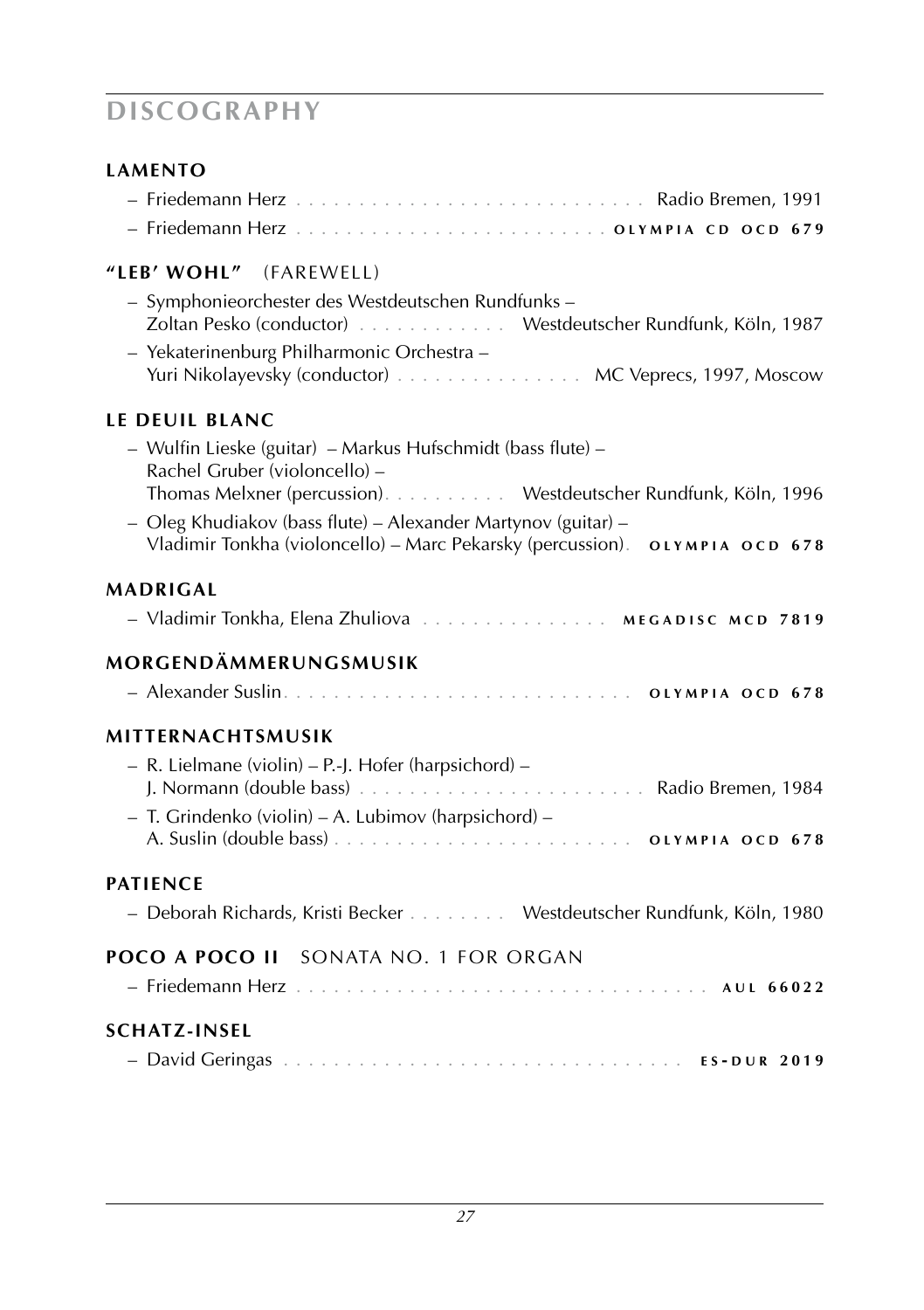# DISCOGRAPHY

### LAMENTO

- Friedemann Herz . . . . . . . . . . . . . . . . . . . . . . . . . . . . Radio Bremen, 1991
- Friedemann Herz . . . . . . . . . . . . . . . . . . . . . . . . . OLYMPIA CD OCD 679

### "LEB' WOHL" (FAREWELL)

- Symphonieorchester des Westdeutschen Rundfunks –
  Zoltan Pesko (conductor) . . . . . . . . . . . . Westdeutscher Rundfunk, Köln, 1987
- Yekaterinenburg Philharmonic Orchestra –
  Yuri Nikolayevsky (conductor) . . . . . . . . . . . . . . . MC Veprecs, 1997, Moscow

### LE DEUIL BLANC

- Wulfin Lieske (guitar) – Markus Hufschmidt (bass flute) –
  Rachel Gruber (violoncello) –
  Thomas Melxner (percussion). . . . . . . . . . Westdeutscher Rundfunk, Köln, 1996
- Oleg Khudiakov (bass flute) – Alexander Martynov (guitar) –
  Vladimir Tonkha (violoncello) – Marc Pekarsky (percussion). OLYMPIA OCD 678

### MADRIGAL

- Vladimir Tonkha, Elena Zhuliova . . . . . . . . . . . . . . . MEGADISC MCD 7819

### MORGENDÄMMERUNGSMUSIK

- Alexander Suslin. . . . . . . . . . . . . . . . . . . . . . . . . . . . OLYMPIA OCD 678

### MITTERNACHTSMUSIK

- R. Lielmane (violin) – P.-J. Hofer (harpsichord) –
  J. Normann (double bass) . . . . . . . . . . . . . . . . . . . . . . . Radio Bremen, 1984
- T. Grindenko (violin) – A. Lubimov (harpsichord) –
  A. Suslin (double bass) . . . . . . . . . . . . . . . . . . . . . . . . OLYMPIA OCD 678

### PATIENCE

- Deborah Richards, Kristi Becker . . . . . . . . Westdeutscher Rundfunk, Köln, 1980

### POCO A POCO II SONATA NO. 1 FOR ORGAN

- Friedemann Herz . . . . . . . . . . . . . . . . . . . . . . . . . . . . . . . . . AUL 66022

### SCHATZ-INSEL

- David Geringas . . . . . . . . . . . . . . . . . . . . . . . . . . . . . . . . ES-DUR 2019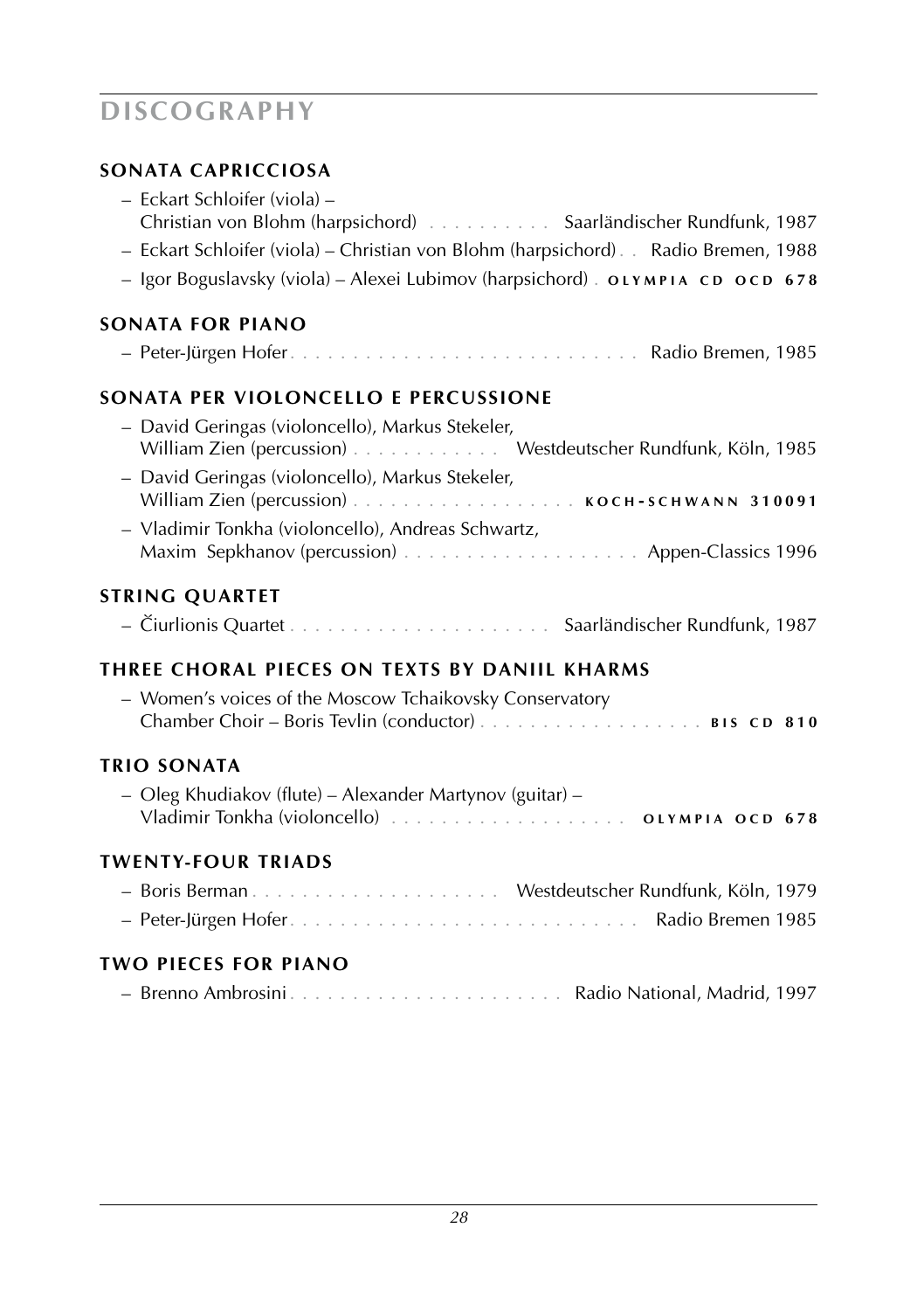# DISCOGRAPHY

### SONATA CAPRICCIOSA

- Eckart Schloifer (viola) – Christian von Blohm (harpsichord) . . . . . . . . . . Saarländischer Rundfunk, 1987
- Eckart Schloifer (viola) – Christian von Blohm (harpsichord) . . Radio Bremen, 1988
- Igor Boguslavsky (viola) – Alexei Lubimov (harpsichord) . OLYMPIA CD OCD 678

### SONATA FOR PIANO

- Peter-Jürgen Hofer . . . . . . . . . . . . . . . . . . . . . . . . . . . . Radio Bremen, 1985

### SONATA PER VIOLONCELLO E PERCUSSIONE

- David Geringas (violoncello), Markus Stekeler, William Zien (percussion) . . . . . . . . . . . . Westdeutscher Rundfunk, Köln, 1985
- David Geringas (violoncello), Markus Stekeler, William Zien (percussion) . . . . . . . . . . . . . . . . . . KOCH-SCHWANN 310091
- Vladimir Tonkha (violoncello), Andreas Schwartz, Maxim Sepkhanov (percussion) . . . . . . . . . . . . . . . . . . Appen-Classics 1996

### STRING QUARTET

- Čiurlionis Quartet . . . . . . . . . . . . . . . . . . . . . Saarländischer Rundfunk, 1987

### THREE CHORAL PIECES ON TEXTS BY DANIIL KHARMS

- Women's voices of the Moscow Tchaikovsky Conservatory Chamber Choir – Boris Tevlin (conductor) . . . . . . . . . . . . . . . . . . BIS CD 810

### TRIO SONATA

- Oleg Khudiakov (flute) – Alexander Martynov (guitar) – Vladimir Tonkha (violoncello) . . . . . . . . . . . . . . . . . . . OLYMPIA OCD 678

### TWENTY-FOUR TRIADS

- Boris Berman . . . . . . . . . . . . . . . . . . . . Westdeutscher Rundfunk, Köln, 1979
- Peter-Jürgen Hofer . . . . . . . . . . . . . . . . . . . . . . . . . . . . Radio Bremen 1985

### TWO PIECES FOR PIANO

- Brenno Ambrosini . . . . . . . . . . . . . . . . . . . . . Radio National, Madrid, 1997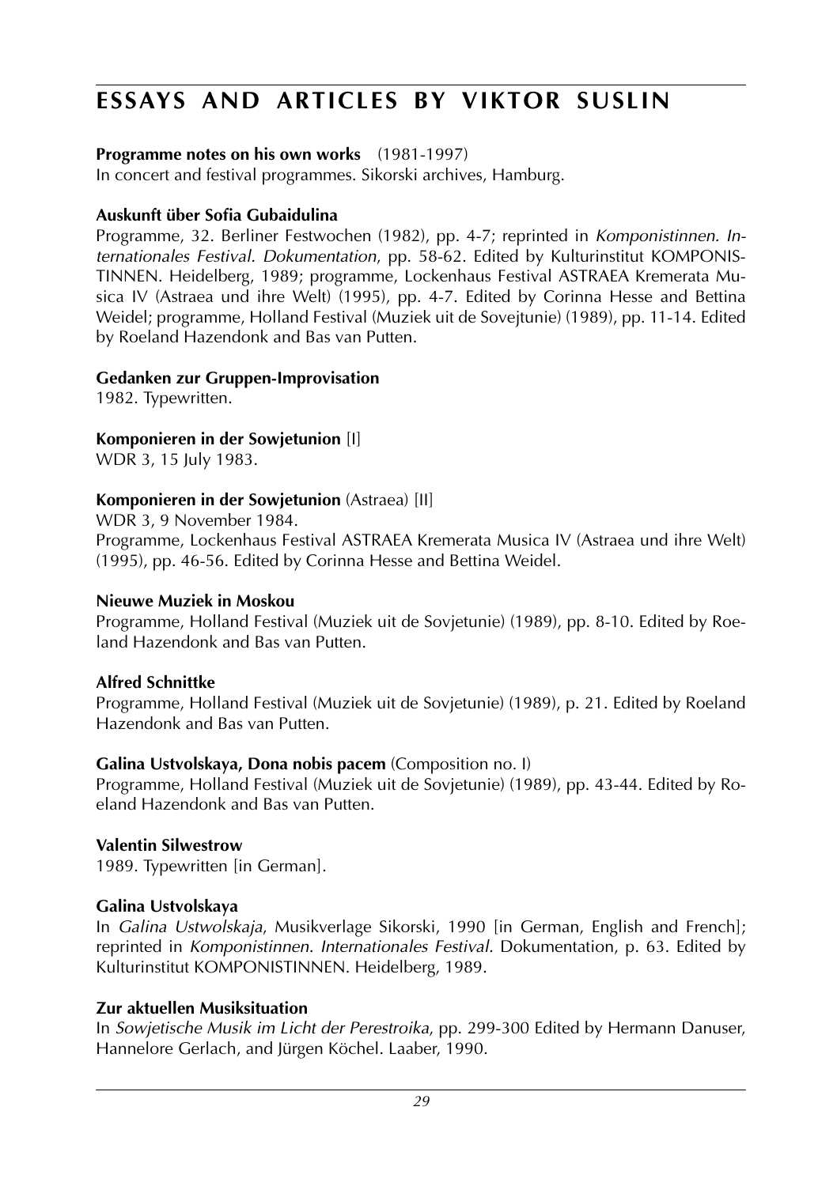# ESSAYS AND ARTICLES BY VIKTOR SUSLIN

**Programme notes on his own works** (1981-1997)
In concert and festival programmes. Sikorski archives, Hamburg.

**Auskunft über Sofia Gubaidulina**
Programme, 32. Berliner Festwochen (1982), pp. 4-7; reprinted in *Komponistinnen. Internationales Festival. Dokumentation*, pp. 58-62. Edited by Kulturinstitut KOMPONISTINNEN. Heidelberg, 1989; programme, Lockenhaus Festival ASTRAEA Kremerata Musica IV (Astraea und ihre Welt) (1995), pp. 4-7. Edited by Corinna Hesse and Bettina Weidel; programme, Holland Festival (Muziek uit de Sovejtunie) (1989), pp. 11-14. Edited by Roeland Hazendonk and Bas van Putten.

**Gedanken zur Gruppen-Improvisation**
1982. Typewritten.

**Komponieren in der Sowjetunion** [I]
WDR 3, 15 July 1983.

**Komponieren in der Sowjetunion** (Astraea) [II]
WDR 3, 9 November 1984.
Programme, Lockenhaus Festival ASTRAEA Kremerata Musica IV (Astraea und ihre Welt) (1995), pp. 46-56. Edited by Corinna Hesse and Bettina Weidel.

**Nieuwe Muziek in Moskou**
Programme, Holland Festival (Muziek uit de Sovjetunie) (1989), pp. 8-10. Edited by Roeland Hazendonk and Bas van Putten.

**Alfred Schnittke**
Programme, Holland Festival (Muziek uit de Sovjetunie) (1989), p. 21. Edited by Roeland Hazendonk and Bas van Putten.

**Galina Ustvolskaya, Dona nobis pacem** (Composition no. I)
Programme, Holland Festival (Muziek uit de Sovjetunie) (1989), pp. 43-44. Edited by Roeland Hazendonk and Bas van Putten.

**Valentin Silwestrow**
1989. Typewritten [in German].

**Galina Ustvolskaya**
In *Galina Ustwolskaja*, Musikverlage Sikorski, 1990 [in German, English and French]; reprinted in *Komponistinnen. Internationales Festival.* Dokumentation, p. 63. Edited by Kulturinstitut KOMPONISTINNEN. Heidelberg, 1989.

**Zur aktuellen Musiksituation**
In *Sowjetische Musik im Licht der Perestroika*, pp. 299-300 Edited by Hermann Danuser, Hannelore Gerlach, and Jürgen Köchel. Laaber, 1990.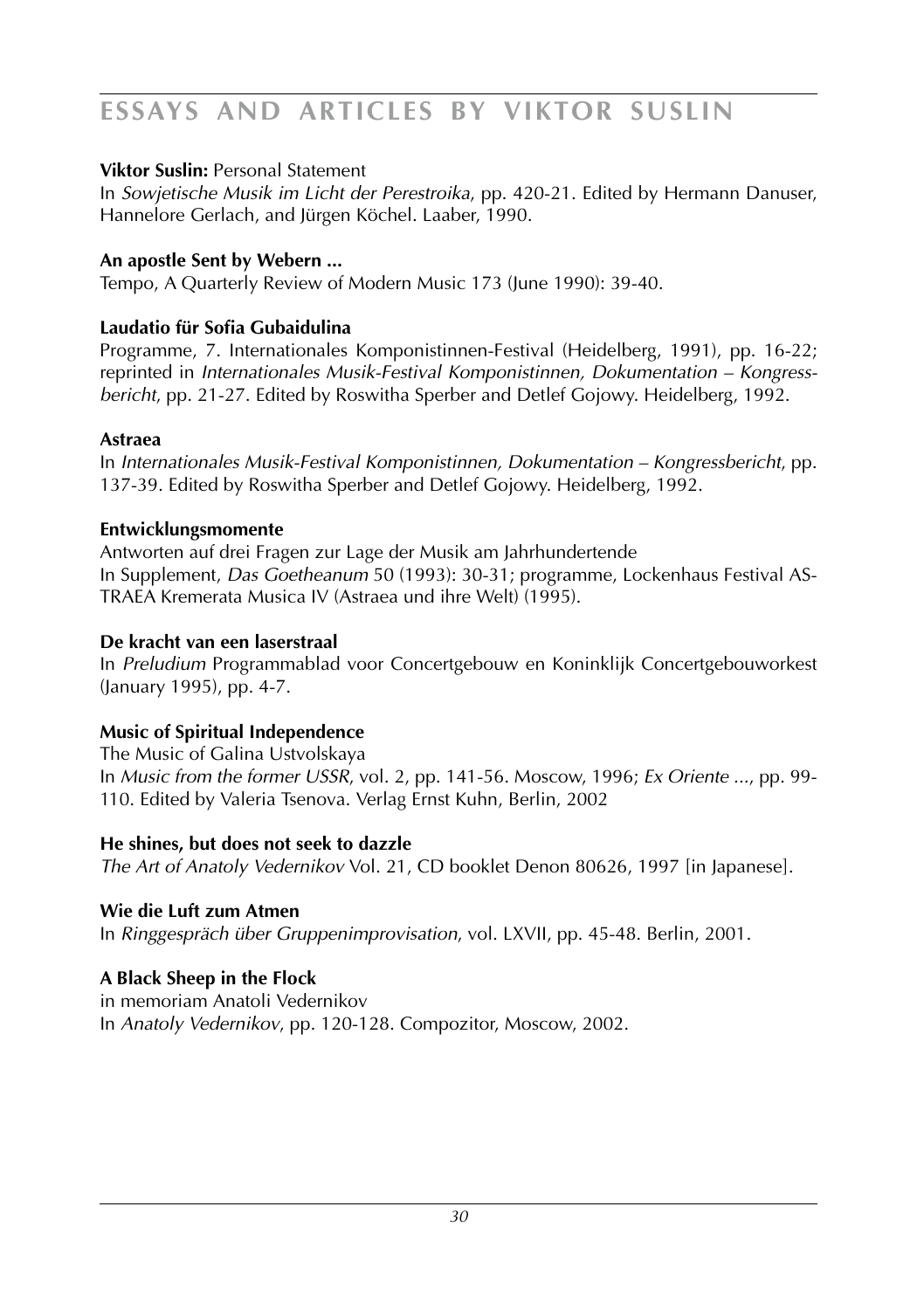# ESSAYS AND ARTICLES BY VIKTOR SUSLIN

**Viktor Suslin:** Personal Statement
In *Sowjetische Musik im Licht der Perestroika*, pp. 420-21. Edited by Hermann Danuser, Hannelore Gerlach, and Jürgen Köchel. Laaber, 1990.

**An apostle Sent by Webern ...**
Tempo, A Quarterly Review of Modern Music 173 (June 1990): 39-40.

**Laudatio für Sofia Gubaidulina**
Programme, 7. Internationales Komponistinnen-Festival (Heidelberg, 1991), pp. 16-22; reprinted in *Internationales Musik-Festival Komponistinnen, Dokumentation – Kongressbericht*, pp. 21-27. Edited by Roswitha Sperber and Detlef Gojowy. Heidelberg, 1992.

**Astraea**
In *Internationales Musik-Festival Komponistinnen, Dokumentation – Kongressbericht*, pp. 137-39. Edited by Roswitha Sperber and Detlef Gojowy. Heidelberg, 1992.

**Entwicklungsmomente**
Antworten auf drei Fragen zur Lage der Musik am Jahrhundertende
In Supplement, *Das Goetheanum* 50 (1993): 30-31; programme, Lockenhaus Festival ASTRAEA Kremerata Musica IV (Astraea und ihre Welt) (1995).

**De kracht van een laserstraal**
In *Preludium* Programmablad voor Concertgebouw en Koninklijk Concertgebouworkest (January 1995), pp. 4-7.

**Music of Spiritual Independence**
The Music of Galina Ustvolskaya
In *Music from the former USSR*, vol. 2, pp. 141-56. Moscow, 1996; *Ex Oriente ...*, pp. 99-110. Edited by Valeria Tsenova. Verlag Ernst Kuhn, Berlin, 2002

**He shines, but does not seek to dazzle**
*The Art of Anatoly Vedernikov* Vol. 21, CD booklet Denon 80626, 1997 [in Japanese].

**Wie die Luft zum Atmen**
In *Ringgespräch über Gruppenimprovisation*, vol. LXVII, pp. 45-48. Berlin, 2001.

**A Black Sheep in the Flock**
in memoriam Anatoli Vedernikov
In *Anatoly Vedernikov*, pp. 120-128. Compozitor, Moscow, 2002.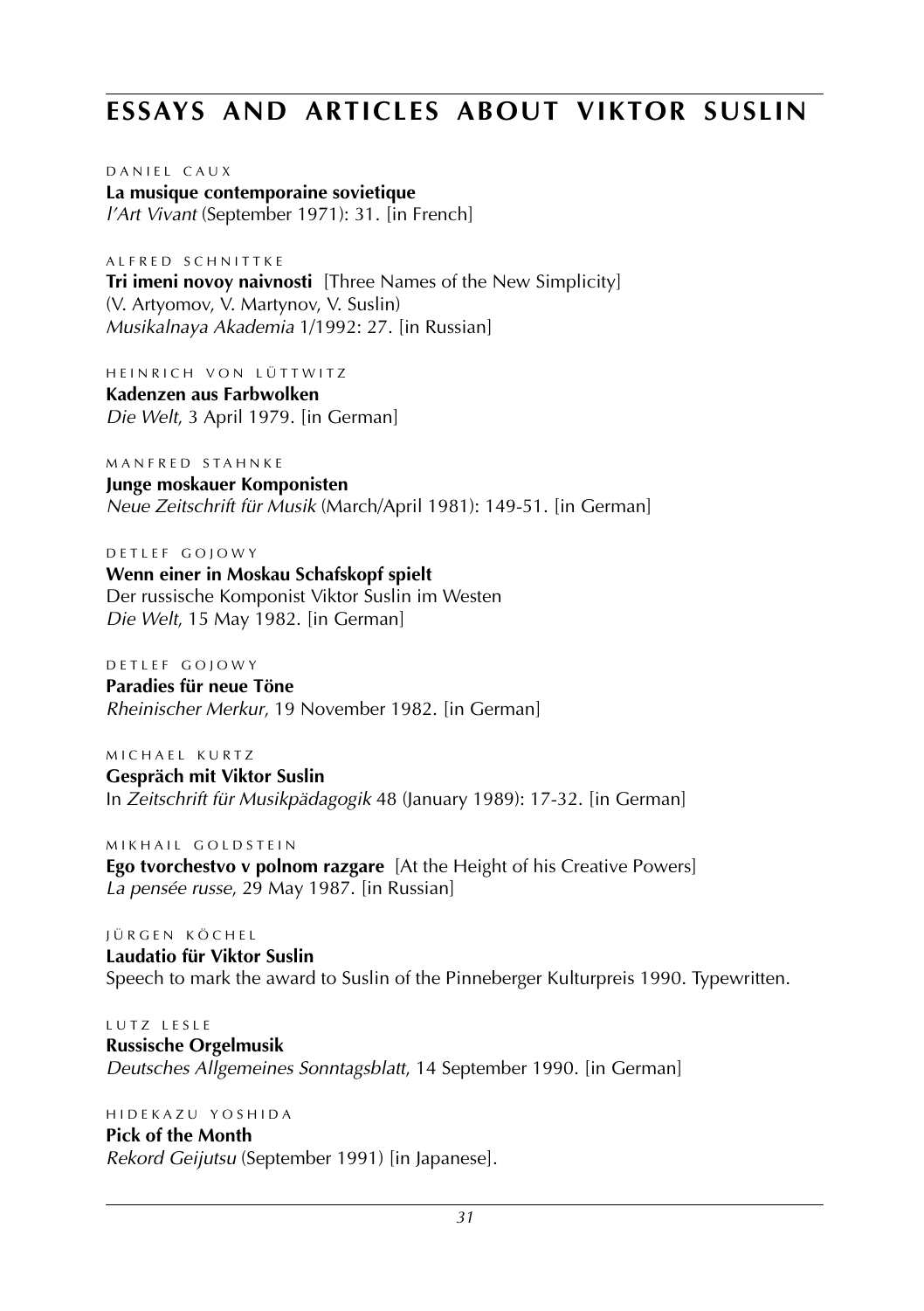# ESSAYS AND ARTICLES ABOUT VIKTOR SUSLIN

DANIEL CAUX
**La musique contemporaine sovietique**
*l'Art Vivant* (September 1971): 31. [in French]

ALFRED SCHNITTKE
**Tri imeni novoy naivnosti** [Three Names of the New Simplicity]
(V. Artyomov, V. Martynov, V. Suslin)
*Musikalnaya Akademia* 1/1992: 27. [in Russian]

HEINRICH VON LÜTTWITZ
**Kadenzen aus Farbwolken**
*Die Welt*, 3 April 1979. [in German]

MANFRED STAHNKE
**Junge moskauer Komponisten**
*Neue Zeitschrift für Musik* (March/April 1981): 149-51. [in German]

DETLEF GOJOWY
**Wenn einer in Moskau Schafskopf spielt**
Der russische Komponist Viktor Suslin im Westen
*Die Welt*, 15 May 1982. [in German]

DETLEF GOJOWY
**Paradies für neue Töne**
*Rheinischer Merkur*, 19 November 1982. [in German]

MICHAEL KURTZ
**Gespräch mit Viktor Suslin**
In *Zeitschrift für Musikpädagogik* 48 (January 1989): 17-32. [in German]

MIKHAIL GOLDSTEIN
**Ego tvorchestvo v polnom razgare** [At the Height of his Creative Powers]
*La pensée russe*, 29 May 1987. [in Russian]

JÜRGEN KÖCHEL
**Laudatio für Viktor Suslin**
Speech to mark the award to Suslin of the Pinneberger Kulturpreis 1990. Typewritten.

LUTZ LESLE
**Russische Orgelmusik**
*Deutsches Allgemeines Sonntagsblatt*, 14 September 1990. [in German]

HIDEKAZU YOSHIDA
**Pick of the Month**
*Rekord Geijutsu* (September 1991) [in Japanese].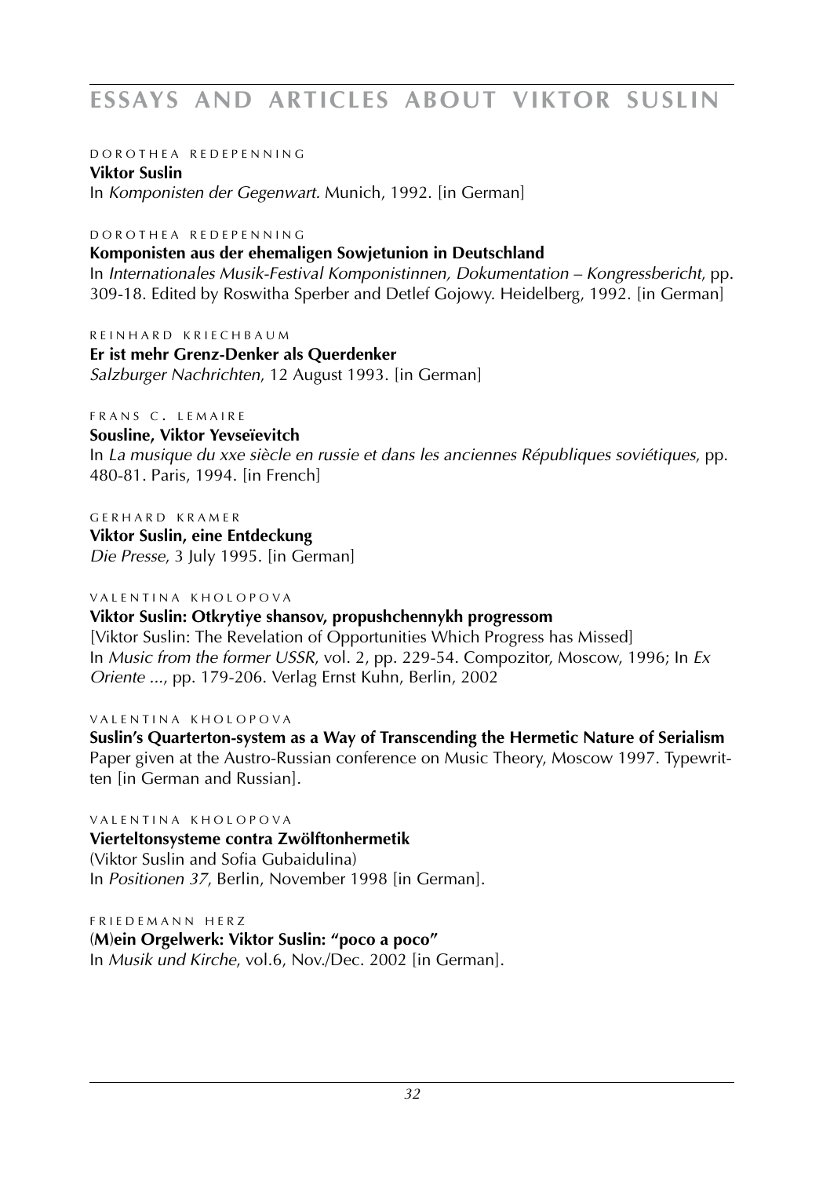# ESSAYS AND ARTICLES ABOUT VIKTOR SUSLIN

DOROTHEA REDEPENNING
**Viktor Suslin**
In *Komponisten der Gegenwart.* Munich, 1992. [in German]

DOROTHEA REDEPENNING
**Komponisten aus der ehemaligen Sowjetunion in Deutschland**
In *Internationales Musik-Festival Komponistinnen, Dokumentation – Kongressbericht*, pp. 309-18. Edited by Roswitha Sperber and Detlef Gojowy. Heidelberg, 1992. [in German]

REINHARD KRIECHBAUM
**Er ist mehr Grenz-Denker als Querdenker**
*Salzburger Nachrichten*, 12 August 1993. [in German]

FRANS C. LEMAIRE
**Sousline, Viktor Yevseïevitch**
In *La musique du xxe siècle en russie et dans les anciennes Républiques soviétiques*, pp. 480-81. Paris, 1994. [in French]

GERHARD KRAMER
**Viktor Suslin, eine Entdeckung**
*Die Presse*, 3 July 1995. [in German]

VALENTINA KHOLOPOVA
**Viktor Suslin: Otkrytiye shansov, propushchennykh progressom**
[Viktor Suslin: The Revelation of Opportunities Which Progress has Missed]
In *Music from the former USSR*, vol. 2, pp. 229-54. Compozitor, Moscow, 1996; In *Ex Oriente ...*, pp. 179-206. Verlag Ernst Kuhn, Berlin, 2002

VALENTINA KHOLOPOVA
**Suslin's Quarterton-system as a Way of Transcending the Hermetic Nature of Serialism**
Paper given at the Austro-Russian conference on Music Theory, Moscow 1997. Typewritten [in German and Russian].

VALENTINA KHOLOPOVA
**Vierteltonsysteme contra Zwölftonhermetik**
(Viktor Suslin and Sofia Gubaidulina)
In *Positionen 37*, Berlin, November 1998 [in German].

FRIEDEMANN HERZ
**(M)ein Orgelwerk: Viktor Suslin: "poco a poco"**
In *Musik und Kirche*, vol.6, Nov./Dec. 2002 [in German].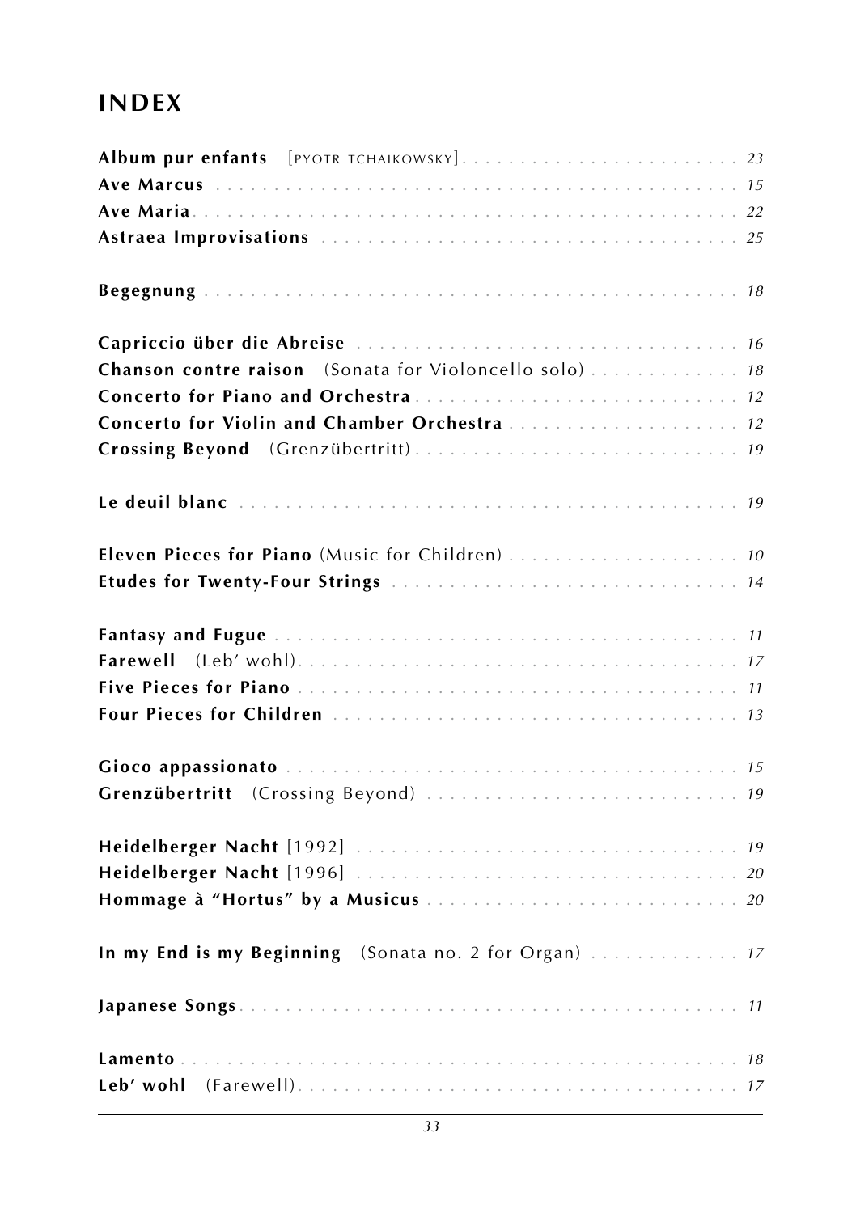# INDEX

**Album pur enfants** [PYOTR TCHAIKOWSKY] . . . . . . . . . . . . . . . . . . . . . . . . *23*
**Ave Marcus** . . . . . . . . . . . . . . . . . . . . . . . . . . . . . . . . . . . . . . . . . . . *15*
**Ave Maria** . . . . . . . . . . . . . . . . . . . . . . . . . . . . . . . . . . . . . . . . . . . . *22*
**Astraea Improvisations** . . . . . . . . . . . . . . . . . . . . . . . . . . . . . . . . . . . *25*

**Begegnung** . . . . . . . . . . . . . . . . . . . . . . . . . . . . . . . . . . . . . . . . . . . *18*

**Capriccio über die Abreise** . . . . . . . . . . . . . . . . . . . . . . . . . . . . . . . . *16*
**Chanson contre raison** (Sonata for Violoncello solo) . . . . . . . . . . . . . *18*
**Concerto for Piano and Orchestra** . . . . . . . . . . . . . . . . . . . . . . . . . . *12*
**Concerto for Violin and Chamber Orchestra** . . . . . . . . . . . . . . . . . . . *12*
**Crossing Beyond** (Grenzübertritt) . . . . . . . . . . . . . . . . . . . . . . . . . . *19*

**Le deuil blanc** . . . . . . . . . . . . . . . . . . . . . . . . . . . . . . . . . . . . . . . . . *19*

**Eleven Pieces for Piano** (Music for Children) . . . . . . . . . . . . . . . . . . . *10*
**Etudes for Twenty-Four Strings** . . . . . . . . . . . . . . . . . . . . . . . . . . . . *14*

**Fantasy and Fugue** . . . . . . . . . . . . . . . . . . . . . . . . . . . . . . . . . . . . . . *11*
**Farewell** (Leb' wohl) . . . . . . . . . . . . . . . . . . . . . . . . . . . . . . . . . . . . . *17*
**Five Pieces for Piano** . . . . . . . . . . . . . . . . . . . . . . . . . . . . . . . . . . . . *11*
**Four Pieces for Children** . . . . . . . . . . . . . . . . . . . . . . . . . . . . . . . . . *13*

**Gioco appassionato** . . . . . . . . . . . . . . . . . . . . . . . . . . . . . . . . . . . . . *15*
**Grenzübertritt** (Crossing Beyond) . . . . . . . . . . . . . . . . . . . . . . . . . . . *19*

**Heidelberger Nacht** [1992] . . . . . . . . . . . . . . . . . . . . . . . . . . . . . . . . *19*
**Heidelberger Nacht** [1996] . . . . . . . . . . . . . . . . . . . . . . . . . . . . . . . . *20*
**Hommage à "Hortus" by a Musicus** . . . . . . . . . . . . . . . . . . . . . . . . . . *20*

**In my End is my Beginning** (Sonata no. 2 for Organ) . . . . . . . . . . . . . *17*

**Japanese Songs** . . . . . . . . . . . . . . . . . . . . . . . . . . . . . . . . . . . . . . . . *11*

**Lamento** . . . . . . . . . . . . . . . . . . . . . . . . . . . . . . . . . . . . . . . . . . . . . . *18*
**Leb' wohl** (Farewell) . . . . . . . . . . . . . . . . . . . . . . . . . . . . . . . . . . . . . *17*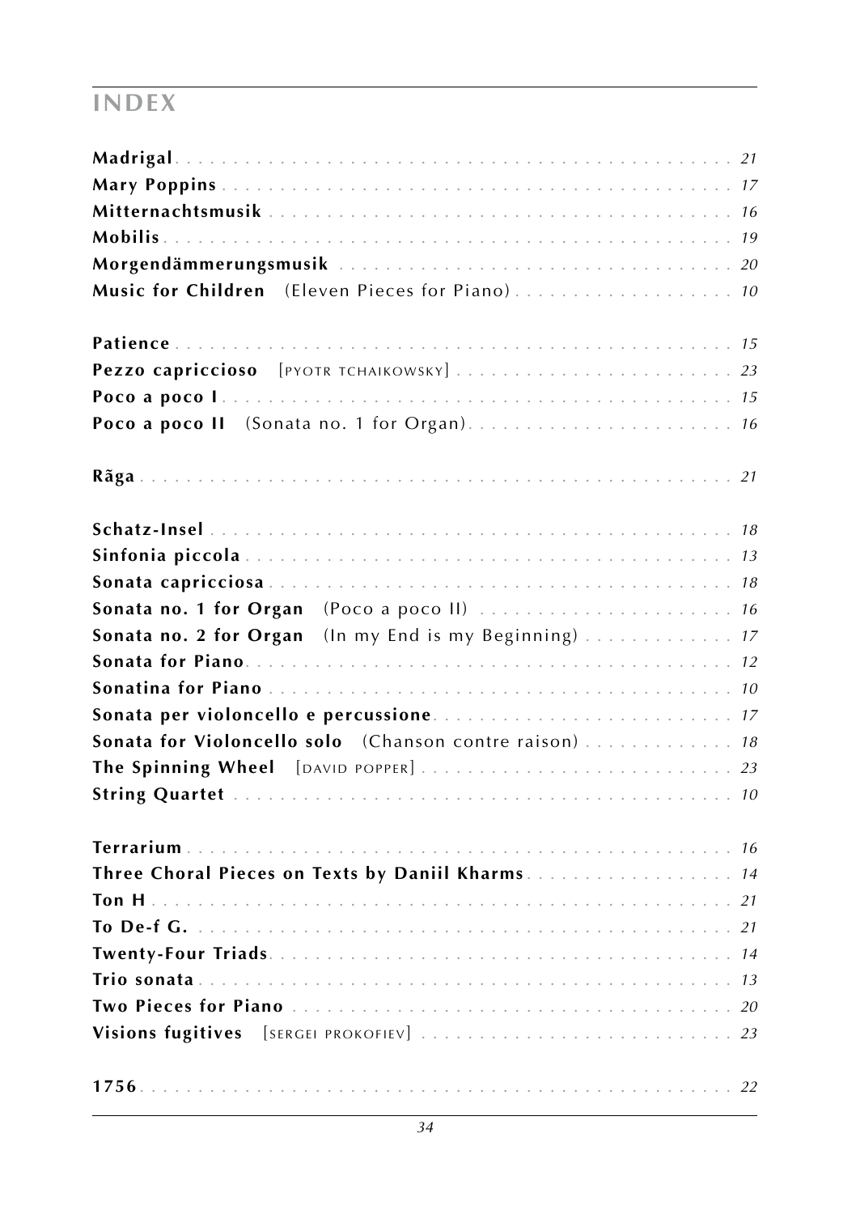## INDEX

**Madrigal** . . . . . . . . . . . . . . . . . . . . . . . . . . . . . . . . . . . . . . . . . . *21*
**Mary Poppins** . . . . . . . . . . . . . . . . . . . . . . . . . . . . . . . . . . . . . . . *17*
**Mitternachtsmusik** . . . . . . . . . . . . . . . . . . . . . . . . . . . . . . . . . . . *16*
**Mobilis** . . . . . . . . . . . . . . . . . . . . . . . . . . . . . . . . . . . . . . . . . . . *19*
**Morgendämmerungsmusik** . . . . . . . . . . . . . . . . . . . . . . . . . . . . . *20*
**Music for Children** (Eleven Pieces for Piano) . . . . . . . . . . . . . . . . . . *10*

**Patience** . . . . . . . . . . . . . . . . . . . . . . . . . . . . . . . . . . . . . . . . . . *15*
**Pezzo capriccioso** [PYOTR TCHAIKOWSKY] . . . . . . . . . . . . . . . . . . . . . *23*
**Poco a poco I** . . . . . . . . . . . . . . . . . . . . . . . . . . . . . . . . . . . . . . *15*
**Poco a poco II** (Sonata no. 1 for Organ) . . . . . . . . . . . . . . . . . . . . . *16*

**Rãga** . . . . . . . . . . . . . . . . . . . . . . . . . . . . . . . . . . . . . . . . . . . . *21*

**Schatz-Insel** . . . . . . . . . . . . . . . . . . . . . . . . . . . . . . . . . . . . . . . *18*
**Sinfonia piccola** . . . . . . . . . . . . . . . . . . . . . . . . . . . . . . . . . . . . *13*
**Sonata capricciosa** . . . . . . . . . . . . . . . . . . . . . . . . . . . . . . . . . . . *18*
**Sonata no. 1 for Organ** (Poco a poco II) . . . . . . . . . . . . . . . . . . . . . *16*
**Sonata no. 2 for Organ** (In my End is my Beginning) . . . . . . . . . . . . . *17*
**Sonata for Piano** . . . . . . . . . . . . . . . . . . . . . . . . . . . . . . . . . . . . *12*
**Sonatina for Piano** . . . . . . . . . . . . . . . . . . . . . . . . . . . . . . . . . . . *10*
**Sonata per violoncello e percussione** . . . . . . . . . . . . . . . . . . . . . . . *17*
**Sonata for Violoncello solo** (Chanson contre raison) . . . . . . . . . . . . . *18*
**The Spinning Wheel** [DAVID POPPER] . . . . . . . . . . . . . . . . . . . . . . . *23*
**String Quartet** . . . . . . . . . . . . . . . . . . . . . . . . . . . . . . . . . . . . . . *10*

**Terrarium** . . . . . . . . . . . . . . . . . . . . . . . . . . . . . . . . . . . . . . . . . *16*
**Three Choral Pieces on Texts by Daniil Kharms** . . . . . . . . . . . . . . . . *14*
**Ton H** . . . . . . . . . . . . . . . . . . . . . . . . . . . . . . . . . . . . . . . . . . . *21*
**To De-f G.** . . . . . . . . . . . . . . . . . . . . . . . . . . . . . . . . . . . . . . . . *21*
**Twenty-Four Triads** . . . . . . . . . . . . . . . . . . . . . . . . . . . . . . . . . . *14*
**Trio sonata** . . . . . . . . . . . . . . . . . . . . . . . . . . . . . . . . . . . . . . . . *13*
**Two Pieces for Piano** . . . . . . . . . . . . . . . . . . . . . . . . . . . . . . . . . *20*
**Visions fugitives** [SERGEI PROKOFIEV] . . . . . . . . . . . . . . . . . . . . . . . *23*

**1756** . . . . . . . . . . . . . . . . . . . . . . . . . . . . . . . . . . . . . . . . . . . . *22*